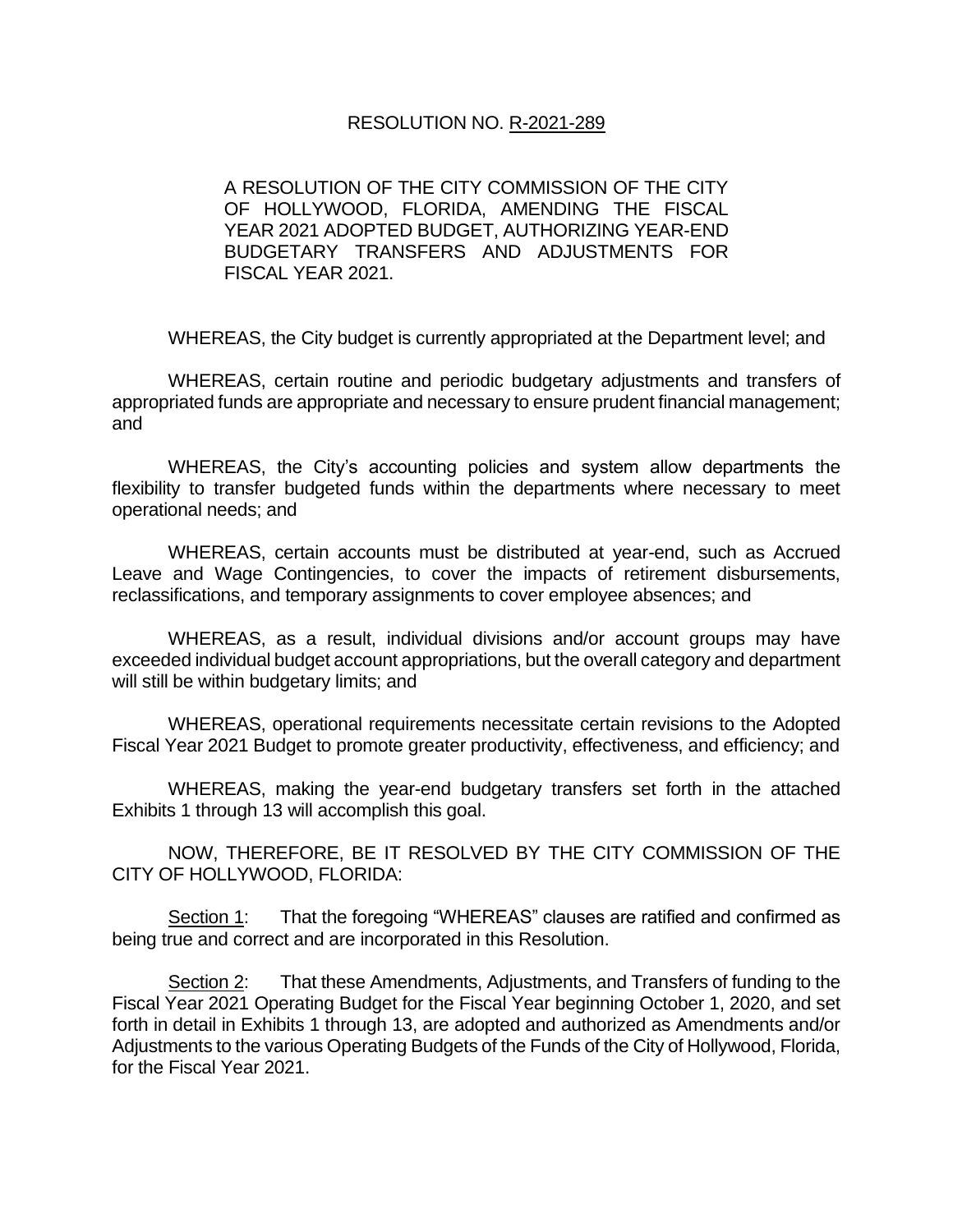RESOLUTION NO. R-2021-289

A RESOLUTION OF THE CITY COMMISSION OF THE CITY OF HOLLYWOOD, FLORIDA, AMENDING THE FISCAL YEAR 2021 ADOPTED BUDGET, AUTHORIZING YEAR-END BUDGETARY TRANSFERS AND ADJUSTMENTS FOR FISCAL YEAR 2021.

WHEREAS, the City budget is currently appropriated at the Department level; and

WHEREAS, certain routine and periodic budgetary adjustments and transfers of appropriated funds are appropriate and necessary to ensure prudent financial management; and

WHEREAS, the City's accounting policies and system allow departments the flexibility to transfer budgeted funds within the departments where necessary to meet operational needs; and

WHEREAS, certain accounts must be distributed at year-end, such as Accrued Leave and Wage Contingencies, to cover the impacts of retirement disbursements, reclassifications, and temporary assignments to cover employee absences; and

WHEREAS, as a result, individual divisions and/or account groups may have exceeded individual budget account appropriations, but the overall category and department will still be within budgetary limits; and

WHEREAS, operational requirements necessitate certain revisions to the Adopted Fiscal Year 2021 Budget to promote greater productivity, effectiveness, and efficiency; and

WHEREAS, making the year-end budgetary transfers set forth in the attached Exhibits 1 through 13 will accomplish this goal.

NOW, THEREFORE, BE IT RESOLVED BY THE CITY COMMISSION OF THE CITY OF HOLLYWOOD, FLORIDA:

Section 1: That the foregoing "WHEREAS" clauses are ratified and confirmed as being true and correct and are incorporated in this Resolution.

Section 2: That these Amendments, Adjustments, and Transfers of funding to the Fiscal Year 2021 Operating Budget for the Fiscal Year beginning October 1, 2020, and set forth in detail in Exhibits 1 through 13, are adopted and authorized as Amendments and/or Adjustments to the various Operating Budgets of the Funds of the City of Hollywood, Florida, for the Fiscal Year 2021.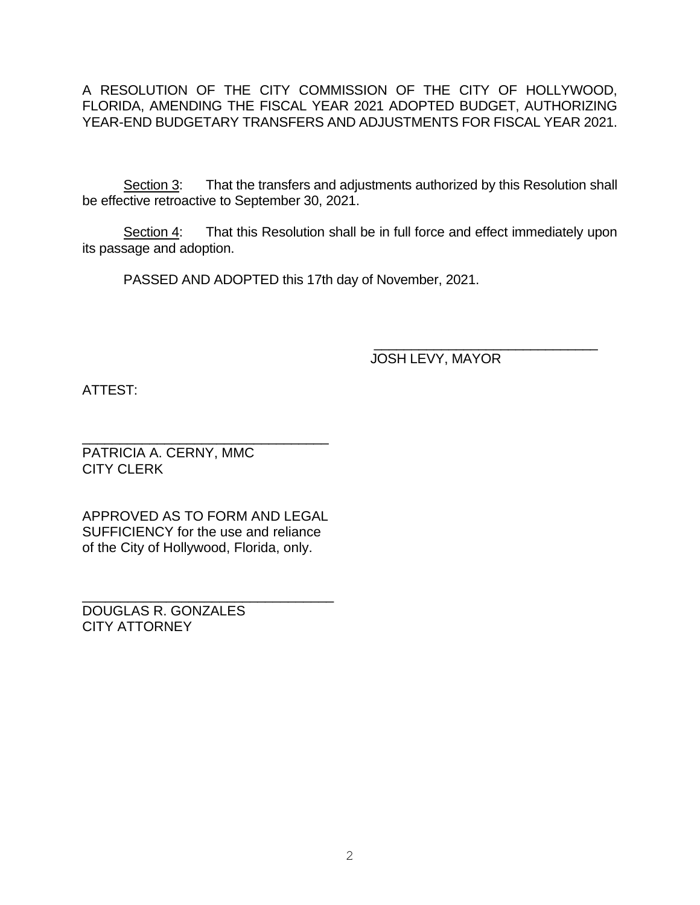A RESOLUTION OF THE CITY COMMISSION OF THE CITY OF HOLLYWOOD, FLORIDA, AMENDING THE FISCAL YEAR 2021 ADOPTED BUDGET, AUTHORIZING YEAR-END BUDGETARY TRANSFERS AND ADJUSTMENTS FOR FISCAL YEAR 2021.

Section 3: That the transfers and adjustments authorized by this Resolution shall be effective retroactive to September 30, 2021.

Section 4: That this Resolution shall be in full force and effect immediately upon its passage and adoption.

PASSED AND ADOPTED this 17th day of November, 2021.

______________________________
JOSH LEVY, MAYOR

ATTEST:

______________________________
PATRICIA A. CERNY, MMC
CITY CLERK

APPROVED AS TO FORM AND LEGAL SUFFICIENCY for the use and reliance of the City of Hollywood, Florida, only.

______________________________
DOUGLAS R. GONZALES
CITY ATTORNEY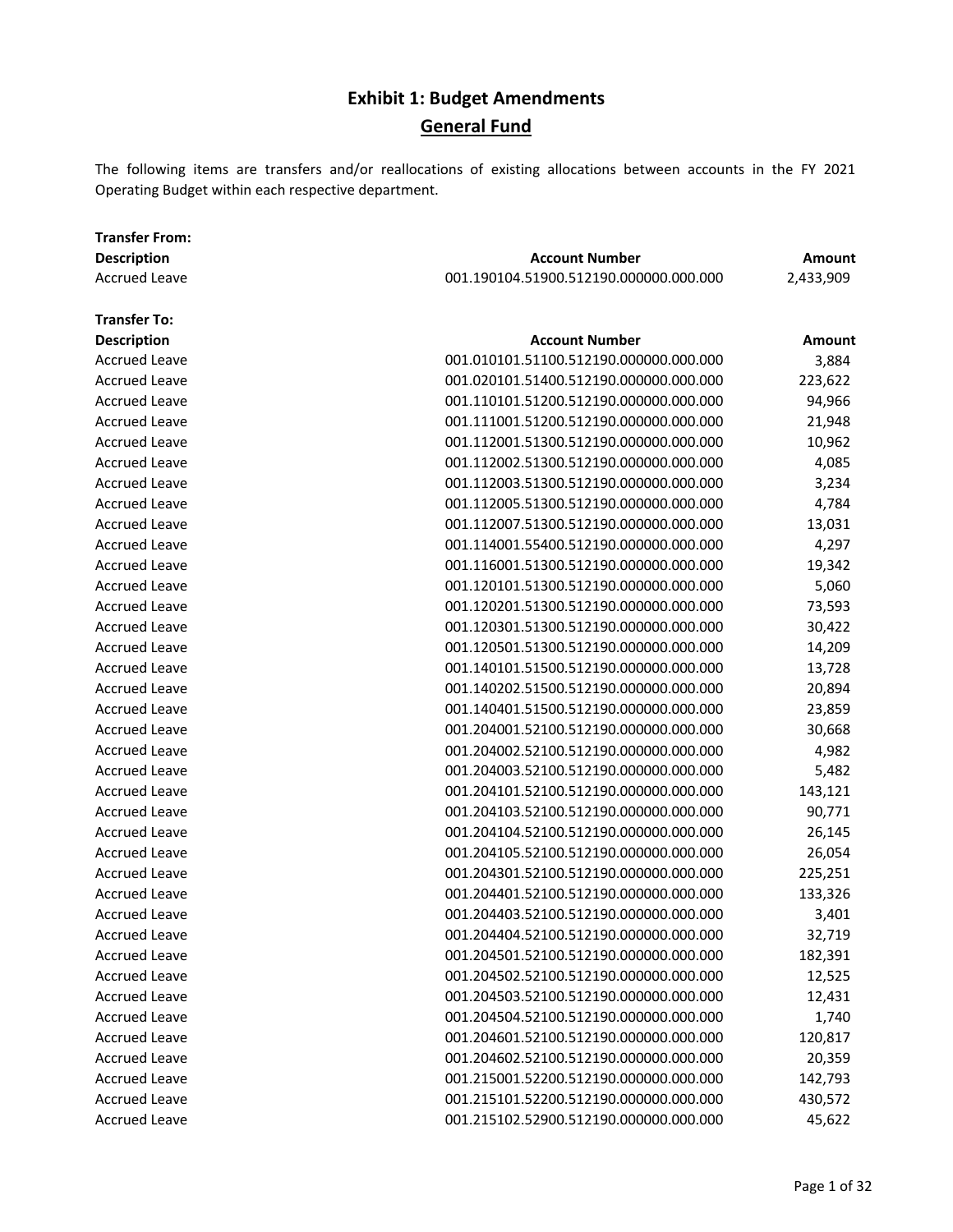# Exhibit 1: Budget Amendments

## General Fund

The following items are transfers and/or reallocations of existing allocations between accounts in the FY 2021 Operating Budget within each respective department.

**Transfer From:**

| Description | Account Number | Amount |
|---|---|---|
| Accrued Leave | 001.190104.51900.512190.000000.000.000 | 2,433,909 |

**Transfer To:**

| Description | Account Number | Amount |
|---|---|---|
| Accrued Leave | 001.010101.51100.512190.000000.000.000 | 3,884 |
| Accrued Leave | 001.020101.51400.512190.000000.000.000 | 223,622 |
| Accrued Leave | 001.110101.51200.512190.000000.000.000 | 94,966 |
| Accrued Leave | 001.111001.51200.512190.000000.000.000 | 21,948 |
| Accrued Leave | 001.112001.51300.512190.000000.000.000 | 10,962 |
| Accrued Leave | 001.112002.51300.512190.000000.000.000 | 4,085 |
| Accrued Leave | 001.112003.51300.512190.000000.000.000 | 3,234 |
| Accrued Leave | 001.112005.51300.512190.000000.000.000 | 4,784 |
| Accrued Leave | 001.112007.51300.512190.000000.000.000 | 13,031 |
| Accrued Leave | 001.114001.55400.512190.000000.000.000 | 4,297 |
| Accrued Leave | 001.116001.51300.512190.000000.000.000 | 19,342 |
| Accrued Leave | 001.120101.51300.512190.000000.000.000 | 5,060 |
| Accrued Leave | 001.120201.51300.512190.000000.000.000 | 73,593 |
| Accrued Leave | 001.120301.51300.512190.000000.000.000 | 30,422 |
| Accrued Leave | 001.120501.51300.512190.000000.000.000 | 14,209 |
| Accrued Leave | 001.140101.51500.512190.000000.000.000 | 13,728 |
| Accrued Leave | 001.140202.51500.512190.000000.000.000 | 20,894 |
| Accrued Leave | 001.140401.51500.512190.000000.000.000 | 23,859 |
| Accrued Leave | 001.204001.52100.512190.000000.000.000 | 30,668 |
| Accrued Leave | 001.204002.52100.512190.000000.000.000 | 4,982 |
| Accrued Leave | 001.204003.52100.512190.000000.000.000 | 5,482 |
| Accrued Leave | 001.204101.52100.512190.000000.000.000 | 143,121 |
| Accrued Leave | 001.204103.52100.512190.000000.000.000 | 90,771 |
| Accrued Leave | 001.204104.52100.512190.000000.000.000 | 26,145 |
| Accrued Leave | 001.204105.52100.512190.000000.000.000 | 26,054 |
| Accrued Leave | 001.204301.52100.512190.000000.000.000 | 225,251 |
| Accrued Leave | 001.204401.52100.512190.000000.000.000 | 133,326 |
| Accrued Leave | 001.204403.52100.512190.000000.000.000 | 3,401 |
| Accrued Leave | 001.204404.52100.512190.000000.000.000 | 32,719 |
| Accrued Leave | 001.204501.52100.512190.000000.000.000 | 182,391 |
| Accrued Leave | 001.204502.52100.512190.000000.000.000 | 12,525 |
| Accrued Leave | 001.204503.52100.512190.000000.000.000 | 12,431 |
| Accrued Leave | 001.204504.52100.512190.000000.000.000 | 1,740 |
| Accrued Leave | 001.204601.52100.512190.000000.000.000 | 120,817 |
| Accrued Leave | 001.204602.52100.512190.000000.000.000 | 20,359 |
| Accrued Leave | 001.215001.52200.512190.000000.000.000 | 142,793 |
| Accrued Leave | 001.215101.52200.512190.000000.000.000 | 430,572 |
| Accrued Leave | 001.215102.52900.512190.000000.000.000 | 45,622 |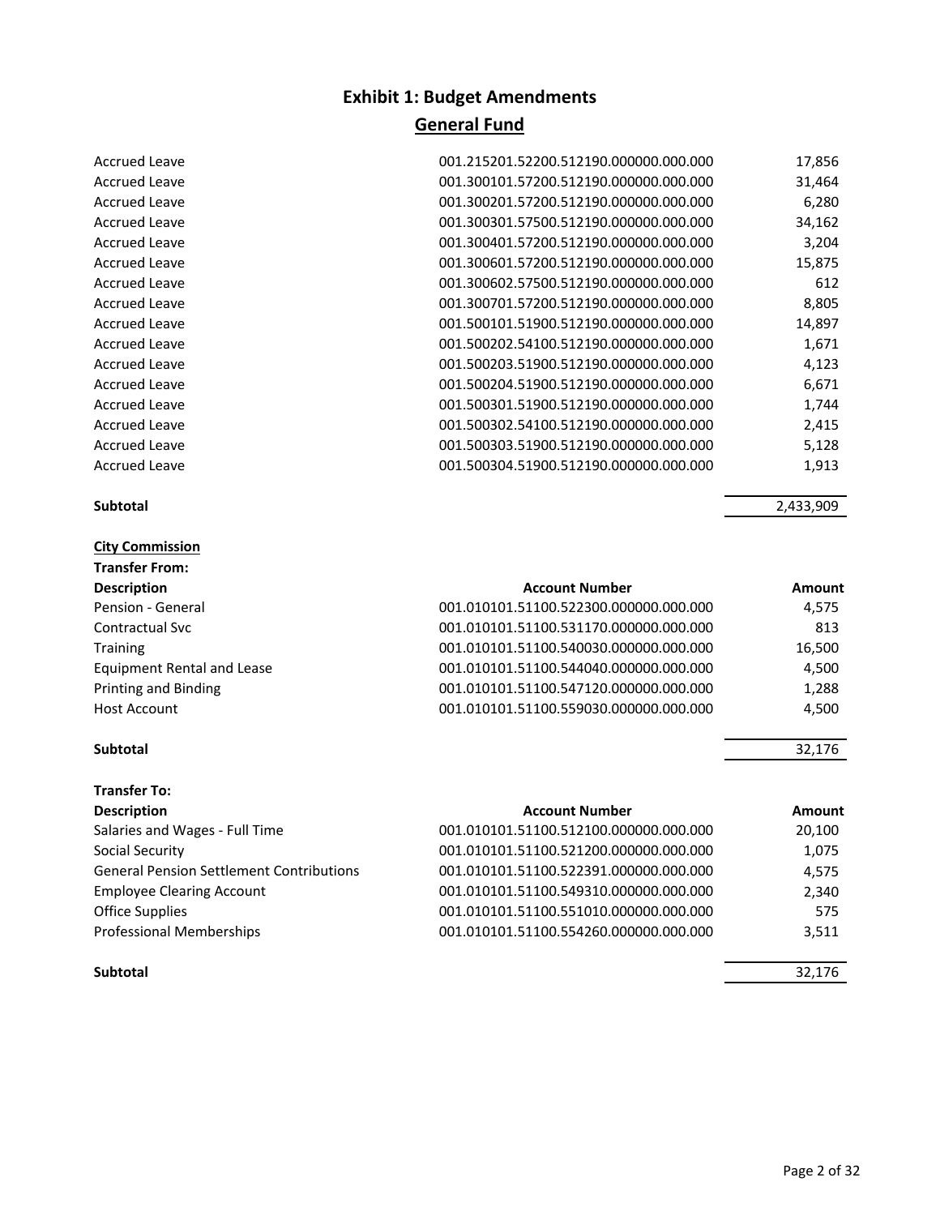# Exhibit 1: Budget Amendments

## General Fund

| | | |
|---|---|---|
| Accrued Leave | 001.215201.52200.512190.000000.000.000 | 17,856 |
| Accrued Leave | 001.300101.57200.512190.000000.000.000 | 31,464 |
| Accrued Leave | 001.300201.57200.512190.000000.000.000 | 6,280 |
| Accrued Leave | 001.300301.57500.512190.000000.000.000 | 34,162 |
| Accrued Leave | 001.300401.57200.512190.000000.000.000 | 3,204 |
| Accrued Leave | 001.300601.57200.512190.000000.000.000 | 15,875 |
| Accrued Leave | 001.300602.57500.512190.000000.000.000 | 612 |
| Accrued Leave | 001.300701.57200.512190.000000.000.000 | 8,805 |
| Accrued Leave | 001.500101.51900.512190.000000.000.000 | 14,897 |
| Accrued Leave | 001.500202.54100.512190.000000.000.000 | 1,671 |
| Accrued Leave | 001.500203.51900.512190.000000.000.000 | 4,123 |
| Accrued Leave | 001.500204.51900.512190.000000.000.000 | 6,671 |
| Accrued Leave | 001.500301.51900.512190.000000.000.000 | 1,744 |
| Accrued Leave | 001.500302.54100.512190.000000.000.000 | 2,415 |
| Accrued Leave | 001.500303.51900.512190.000000.000.000 | 5,128 |
| Accrued Leave | 001.500304.51900.512190.000000.000.000 | 1,913 |
| **Subtotal** | | 2,433,909 |

**City Commission**

**Transfer From:**

| Description | Account Number | Amount |
|---|---|---|
| Pension - General | 001.010101.51100.522300.000000.000.000 | 4,575 |
| Contractual Svc | 001.010101.51100.531170.000000.000.000 | 813 |
| Training | 001.010101.51100.540030.000000.000.000 | 16,500 |
| Equipment Rental and Lease | 001.010101.51100.544040.000000.000.000 | 4,500 |
| Printing and Binding | 001.010101.51100.547120.000000.000.000 | 1,288 |
| Host Account | 001.010101.51100.559030.000000.000.000 | 4,500 |
| **Subtotal** | | 32,176 |

**Transfer To:**

| Description | Account Number | Amount |
|---|---|---|
| Salaries and Wages - Full Time | 001.010101.51100.512100.000000.000.000 | 20,100 |
| Social Security | 001.010101.51100.521200.000000.000.000 | 1,075 |
| General Pension Settlement Contributions | 001.010101.51100.522391.000000.000.000 | 4,575 |
| Employee Clearing Account | 001.010101.51100.549310.000000.000.000 | 2,340 |
| Office Supplies | 001.010101.51100.551010.000000.000.000 | 575 |
| Professional Memberships | 001.010101.51100.554260.000000.000.000 | 3,511 |
| **Subtotal** | | 32,176 |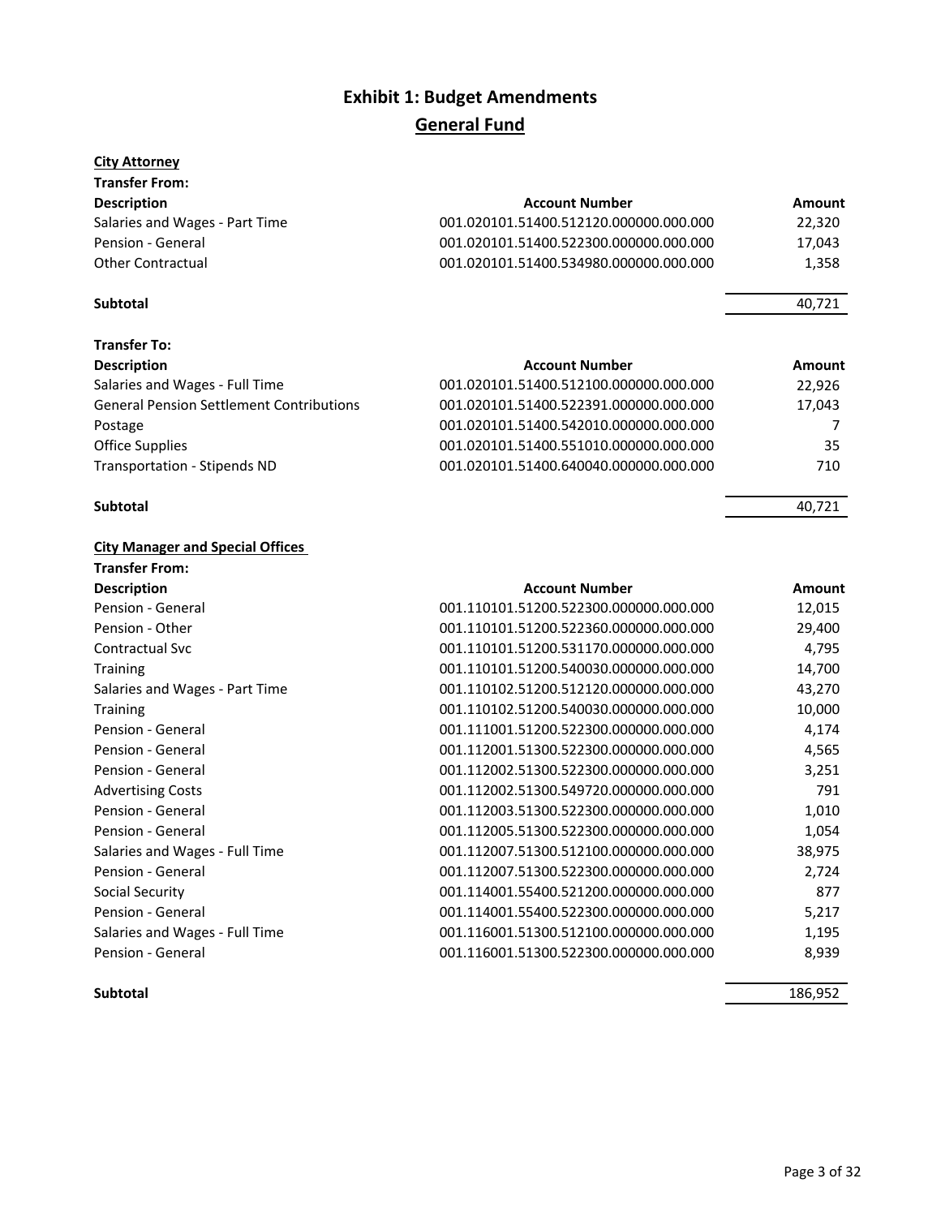# Exhibit 1: Budget Amendments

## General Fund

**City Attorney**

**Transfer From:**

| Description | Account Number | Amount |
|---|---|---|
| Salaries and Wages - Part Time | 001.020101.51400.512120.000000.000.000 | 22,320 |
| Pension - General | 001.020101.51400.522300.000000.000.000 | 17,043 |
| Other Contractual | 001.020101.51400.534980.000000.000.000 | 1,358 |
| **Subtotal** | | 40,721 |

**Transfer To:**

| Description | Account Number | Amount |
|---|---|---|
| Salaries and Wages - Full Time | 001.020101.51400.512100.000000.000.000 | 22,926 |
| General Pension Settlement Contributions | 001.020101.51400.522391.000000.000.000 | 17,043 |
| Postage | 001.020101.51400.542010.000000.000.000 | 7 |
| Office Supplies | 001.020101.51400.551010.000000.000.000 | 35 |
| Transportation - Stipends ND | 001.020101.51400.640040.000000.000.000 | 710 |
| **Subtotal** | | 40,721 |

**City Manager and Special Offices**

**Transfer From:**

| Description | Account Number | Amount |
|---|---|---|
| Pension - General | 001.110101.51200.522300.000000.000.000 | 12,015 |
| Pension - Other | 001.110101.51200.522360.000000.000.000 | 29,400 |
| Contractual Svc | 001.110101.51200.531170.000000.000.000 | 4,795 |
| Training | 001.110101.51200.540030.000000.000.000 | 14,700 |
| Salaries and Wages - Part Time | 001.110102.51200.512120.000000.000.000 | 43,270 |
| Training | 001.110102.51200.540030.000000.000.000 | 10,000 |
| Pension - General | 001.111001.51200.522300.000000.000.000 | 4,174 |
| Pension - General | 001.112001.51300.522300.000000.000.000 | 4,565 |
| Pension - General | 001.112002.51300.522300.000000.000.000 | 3,251 |
| Advertising Costs | 001.112002.51300.549720.000000.000.000 | 791 |
| Pension - General | 001.112003.51300.522300.000000.000.000 | 1,010 |
| Pension - General | 001.112005.51300.522300.000000.000.000 | 1,054 |
| Salaries and Wages - Full Time | 001.112007.51300.512100.000000.000.000 | 38,975 |
| Pension - General | 001.112007.51300.522300.000000.000.000 | 2,724 |
| Social Security | 001.114001.55400.521200.000000.000.000 | 877 |
| Pension - General | 001.114001.55400.522300.000000.000.000 | 5,217 |
| Salaries and Wages - Full Time | 001.116001.51300.512100.000000.000.000 | 1,195 |
| Pension - General | 001.116001.51300.522300.000000.000.000 | 8,939 |
| **Subtotal** | | 186,952 |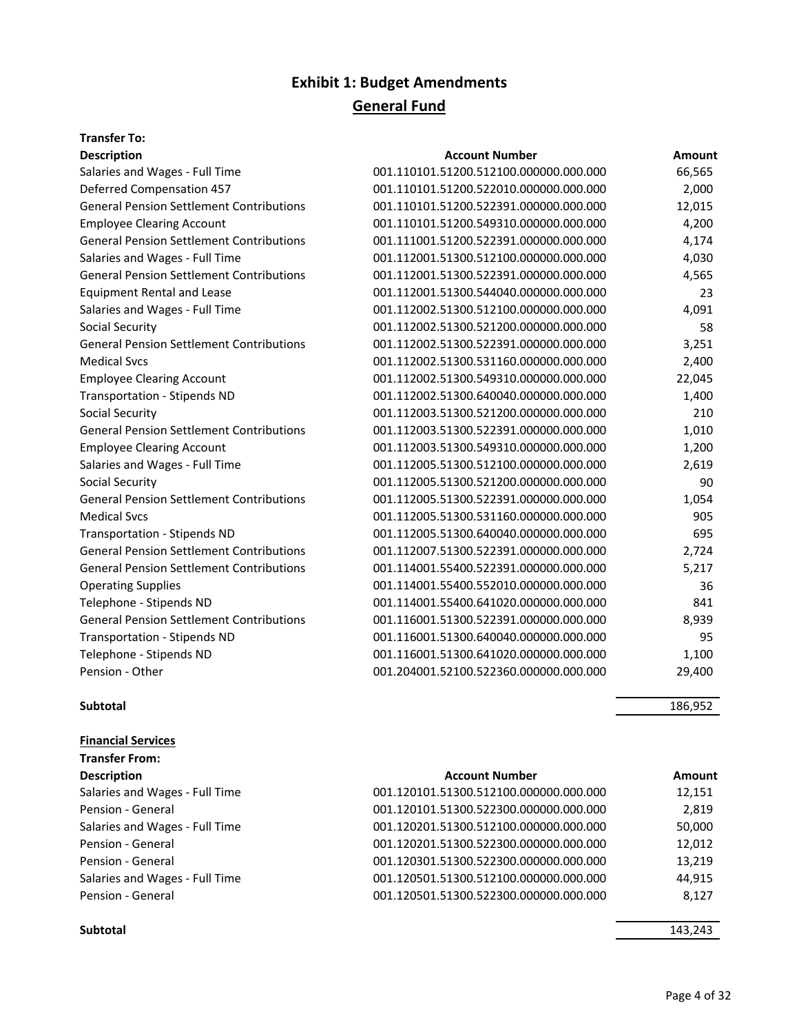# Exhibit 1: Budget Amendments

## General Fund

**Transfer To:**

| Description | Account Number | Amount |
|---|---|---|
| Salaries and Wages - Full Time | 001.110101.51200.512100.000000.000.000 | 66,565 |
| Deferred Compensation 457 | 001.110101.51200.522010.000000.000.000 | 2,000 |
| General Pension Settlement Contributions | 001.110101.51200.522391.000000.000.000 | 12,015 |
| Employee Clearing Account | 001.110101.51200.549310.000000.000.000 | 4,200 |
| General Pension Settlement Contributions | 001.111001.51200.522391.000000.000.000 | 4,174 |
| Salaries and Wages - Full Time | 001.112001.51300.512100.000000.000.000 | 4,030 |
| General Pension Settlement Contributions | 001.112001.51300.522391.000000.000.000 | 4,565 |
| Equipment Rental and Lease | 001.112001.51300.544040.000000.000.000 | 23 |
| Salaries and Wages - Full Time | 001.112002.51300.512100.000000.000.000 | 4,091 |
| Social Security | 001.112002.51300.521200.000000.000.000 | 58 |
| General Pension Settlement Contributions | 001.112002.51300.522391.000000.000.000 | 3,251 |
| Medical Svcs | 001.112002.51300.531160.000000.000.000 | 2,400 |
| Employee Clearing Account | 001.112002.51300.549310.000000.000.000 | 22,045 |
| Transportation - Stipends ND | 001.112002.51300.640040.000000.000.000 | 1,400 |
| Social Security | 001.112003.51300.521200.000000.000.000 | 210 |
| General Pension Settlement Contributions | 001.112003.51300.522391.000000.000.000 | 1,010 |
| Employee Clearing Account | 001.112003.51300.549310.000000.000.000 | 1,200 |
| Salaries and Wages - Full Time | 001.112005.51300.512100.000000.000.000 | 2,619 |
| Social Security | 001.112005.51300.521200.000000.000.000 | 90 |
| General Pension Settlement Contributions | 001.112005.51300.522391.000000.000.000 | 1,054 |
| Medical Svcs | 001.112005.51300.531160.000000.000.000 | 905 |
| Transportation - Stipends ND | 001.112005.51300.640040.000000.000.000 | 695 |
| General Pension Settlement Contributions | 001.112007.51300.522391.000000.000.000 | 2,724 |
| General Pension Settlement Contributions | 001.114001.55400.522391.000000.000.000 | 5,217 |
| Operating Supplies | 001.114001.55400.552010.000000.000.000 | 36 |
| Telephone - Stipends ND | 001.114001.55400.641020.000000.000.000 | 841 |
| General Pension Settlement Contributions | 001.116001.51300.522391.000000.000.000 | 8,939 |
| Transportation - Stipends ND | 001.116001.51300.640040.000000.000.000 | 95 |
| Telephone - Stipends ND | 001.116001.51300.641020.000000.000.000 | 1,100 |
| Pension - Other | 001.204001.52100.522360.000000.000.000 | 29,400 |
| **Subtotal** | | 186,952 |

**Financial Services**

**Transfer From:**

| Description | Account Number | Amount |
|---|---|---|
| Salaries and Wages - Full Time | 001.120101.51300.512100.000000.000.000 | 12,151 |
| Pension - General | 001.120101.51300.522300.000000.000.000 | 2,819 |
| Salaries and Wages - Full Time | 001.120201.51300.512100.000000.000.000 | 50,000 |
| Pension - General | 001.120201.51300.522300.000000.000.000 | 12,012 |
| Pension - General | 001.120301.51300.522300.000000.000.000 | 13,219 |
| Salaries and Wages - Full Time | 001.120501.51300.512100.000000.000.000 | 44,915 |
| Pension - General | 001.120501.51300.522300.000000.000.000 | 8,127 |
| **Subtotal** | | 143,243 |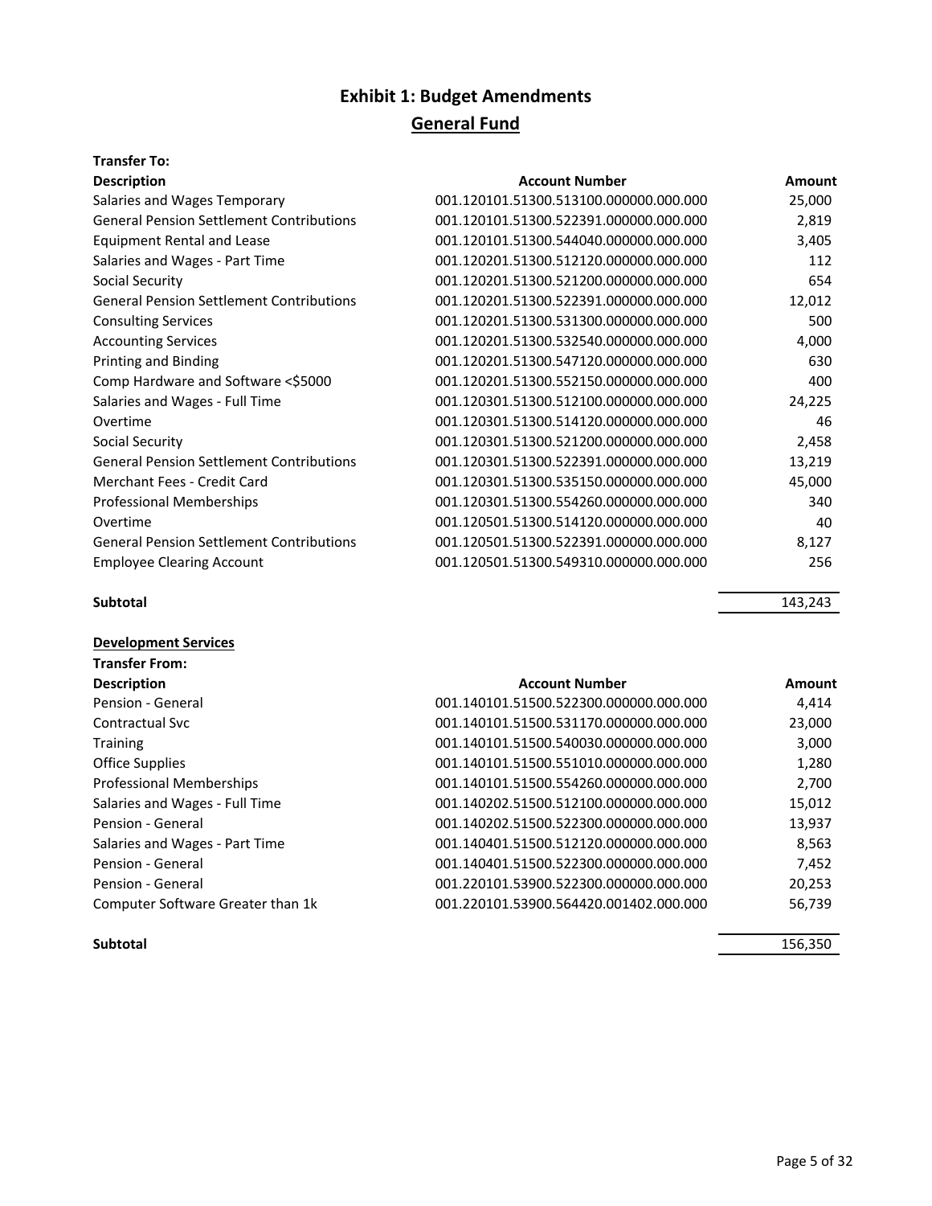# Exhibit 1: Budget Amendments

## General Fund

**Transfer To:**

| Description | Account Number | Amount |
|---|---|---|
| Salaries and Wages Temporary | 001.120101.51300.513100.000000.000.000 | 25,000 |
| General Pension Settlement Contributions | 001.120101.51300.522391.000000.000.000 | 2,819 |
| Equipment Rental and Lease | 001.120101.51300.544040.000000.000.000 | 3,405 |
| Salaries and Wages - Part Time | 001.120201.51300.512120.000000.000.000 | 112 |
| Social Security | 001.120201.51300.521200.000000.000.000 | 654 |
| General Pension Settlement Contributions | 001.120201.51300.522391.000000.000.000 | 12,012 |
| Consulting Services | 001.120201.51300.531300.000000.000.000 | 500 |
| Accounting Services | 001.120201.51300.532540.000000.000.000 | 4,000 |
| Printing and Binding | 001.120201.51300.547120.000000.000.000 | 630 |
| Comp Hardware and Software <$5000 | 001.120201.51300.552150.000000.000.000 | 400 |
| Salaries and Wages - Full Time | 001.120301.51300.512100.000000.000.000 | 24,225 |
| Overtime | 001.120301.51300.514120.000000.000.000 | 46 |
| Social Security | 001.120301.51300.521200.000000.000.000 | 2,458 |
| General Pension Settlement Contributions | 001.120301.51300.522391.000000.000.000 | 13,219 |
| Merchant Fees - Credit Card | 001.120301.51300.535150.000000.000.000 | 45,000 |
| Professional Memberships | 001.120301.51300.554260.000000.000.000 | 340 |
| Overtime | 001.120501.51300.514120.000000.000.000 | 40 |
| General Pension Settlement Contributions | 001.120501.51300.522391.000000.000.000 | 8,127 |
| Employee Clearing Account | 001.120501.51300.549310.000000.000.000 | 256 |
| **Subtotal** | | 143,243 |

**Development Services**

**Transfer From:**

| Description | Account Number | Amount |
|---|---|---|
| Pension - General | 001.140101.51500.522300.000000.000.000 | 4,414 |
| Contractual Svc | 001.140101.51500.531170.000000.000.000 | 23,000 |
| Training | 001.140101.51500.540030.000000.000.000 | 3,000 |
| Office Supplies | 001.140101.51500.551010.000000.000.000 | 1,280 |
| Professional Memberships | 001.140101.51500.554260.000000.000.000 | 2,700 |
| Salaries and Wages - Full Time | 001.140202.51500.512100.000000.000.000 | 15,012 |
| Pension - General | 001.140202.51500.522300.000000.000.000 | 13,937 |
| Salaries and Wages - Part Time | 001.140401.51500.512120.000000.000.000 | 8,563 |
| Pension - General | 001.140401.51500.522300.000000.000.000 | 7,452 |
| Pension - General | 001.220101.53900.522300.000000.000.000 | 20,253 |
| Computer Software Greater than 1k | 001.220101.53900.564420.001402.000.000 | 56,739 |
| **Subtotal** | | 156,350 |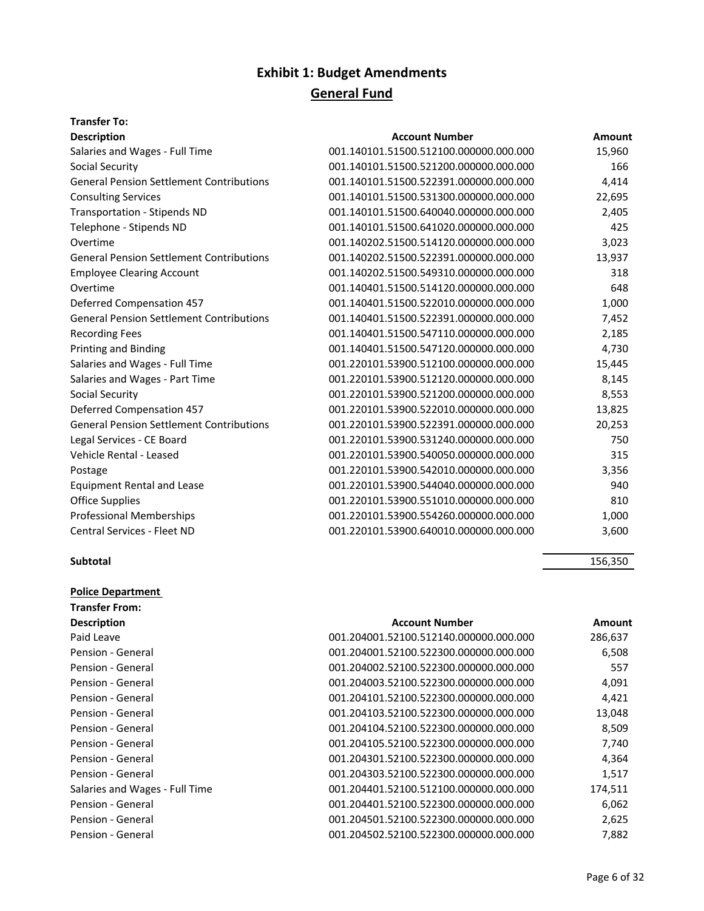# Exhibit 1: Budget Amendments

## General Fund

**Transfer To:**

| Description | Account Number | Amount |
|---|---|---|
| Salaries and Wages - Full Time | 001.140101.51500.512100.000000.000.000 | 15,960 |
| Social Security | 001.140101.51500.521200.000000.000.000 | 166 |
| General Pension Settlement Contributions | 001.140101.51500.522391.000000.000.000 | 4,414 |
| Consulting Services | 001.140101.51500.531300.000000.000.000 | 22,695 |
| Transportation - Stipends ND | 001.140101.51500.640040.000000.000.000 | 2,405 |
| Telephone - Stipends ND | 001.140101.51500.641020.000000.000.000 | 425 |
| Overtime | 001.140202.51500.514120.000000.000.000 | 3,023 |
| General Pension Settlement Contributions | 001.140202.51500.522391.000000.000.000 | 13,937 |
| Employee Clearing Account | 001.140202.51500.549310.000000.000.000 | 318 |
| Overtime | 001.140401.51500.514120.000000.000.000 | 648 |
| Deferred Compensation 457 | 001.140401.51500.522010.000000.000.000 | 1,000 |
| General Pension Settlement Contributions | 001.140401.51500.522391.000000.000.000 | 7,452 |
| Recording Fees | 001.140401.51500.547110.000000.000.000 | 2,185 |
| Printing and Binding | 001.140401.51500.547120.000000.000.000 | 4,730 |
| Salaries and Wages - Full Time | 001.220101.53900.512100.000000.000.000 | 15,445 |
| Salaries and Wages - Part Time | 001.220101.53900.512120.000000.000.000 | 8,145 |
| Social Security | 001.220101.53900.521200.000000.000.000 | 8,553 |
| Deferred Compensation 457 | 001.220101.53900.522010.000000.000.000 | 13,825 |
| General Pension Settlement Contributions | 001.220101.53900.522391.000000.000.000 | 20,253 |
| Legal Services - CE Board | 001.220101.53900.531240.000000.000.000 | 750 |
| Vehicle Rental - Leased | 001.220101.53900.540050.000000.000.000 | 315 |
| Postage | 001.220101.53900.542010.000000.000.000 | 3,356 |
| Equipment Rental and Lease | 001.220101.53900.544040.000000.000.000 | 940 |
| Office Supplies | 001.220101.53900.551010.000000.000.000 | 810 |
| Professional Memberships | 001.220101.53900.554260.000000.000.000 | 1,000 |
| Central Services - Fleet ND | 001.220101.53900.640010.000000.000.000 | 3,600 |
| **Subtotal** | | 156,350 |

**Police Department**

**Transfer From:**

| Description | Account Number | Amount |
|---|---|---|
| Paid Leave | 001.204001.52100.512140.000000.000.000 | 286,637 |
| Pension - General | 001.204001.52100.522300.000000.000.000 | 6,508 |
| Pension - General | 001.204002.52100.522300.000000.000.000 | 557 |
| Pension - General | 001.204003.52100.522300.000000.000.000 | 4,091 |
| Pension - General | 001.204101.52100.522300.000000.000.000 | 4,421 |
| Pension - General | 001.204103.52100.522300.000000.000.000 | 13,048 |
| Pension - General | 001.204104.52100.522300.000000.000.000 | 8,509 |
| Pension - General | 001.204105.52100.522300.000000.000.000 | 7,740 |
| Pension - General | 001.204301.52100.522300.000000.000.000 | 4,364 |
| Pension - General | 001.204303.52100.522300.000000.000.000 | 1,517 |
| Salaries and Wages - Full Time | 001.204401.52100.512100.000000.000.000 | 174,511 |
| Pension - General | 001.204401.52100.522300.000000.000.000 | 6,062 |
| Pension - General | 001.204501.52100.522300.000000.000.000 | 2,625 |
| Pension - General | 001.204502.52100.522300.000000.000.000 | 7,882 |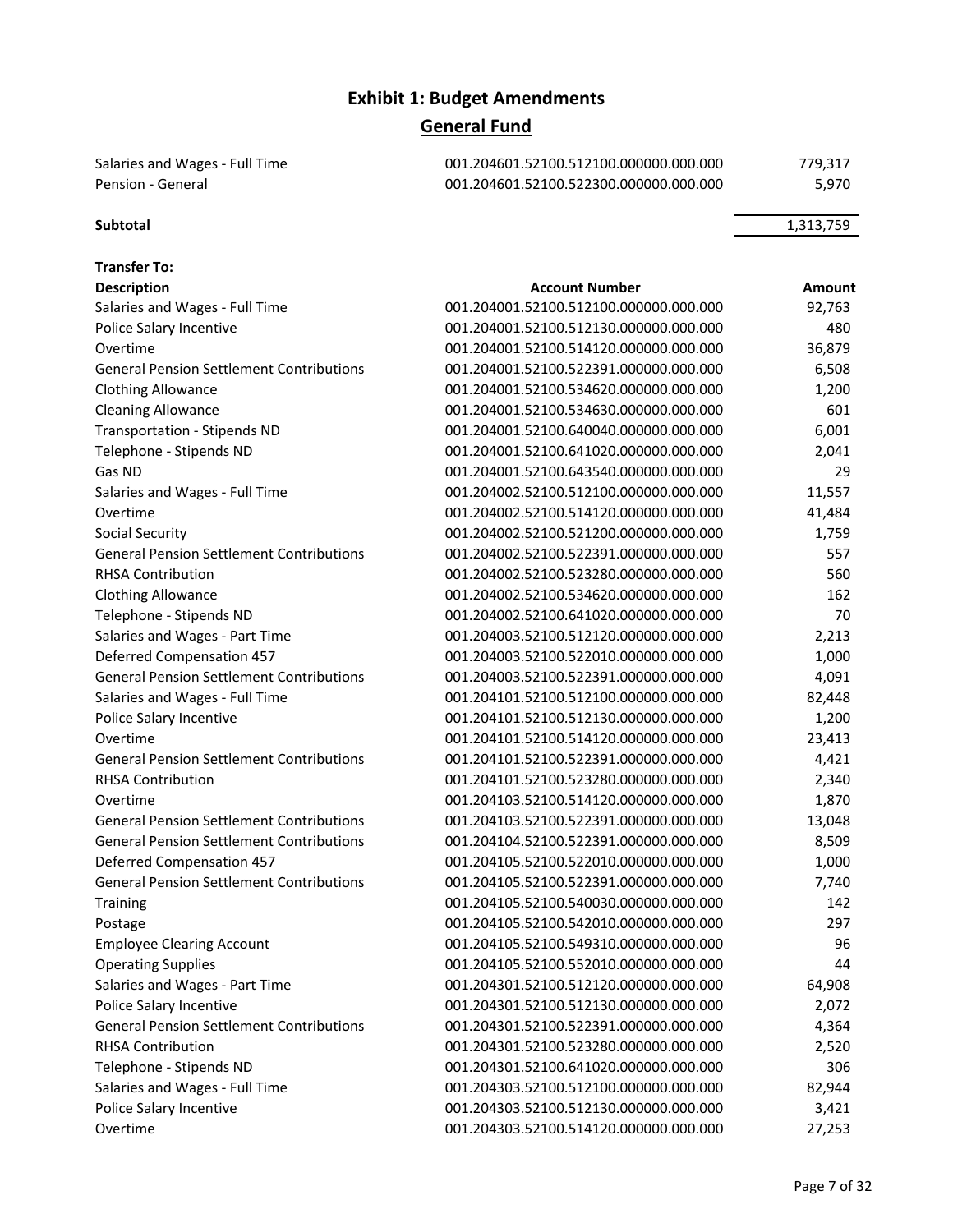# Exhibit 1: Budget Amendments

## General Fund

| Description | Account Number | Amount |
|---|---|---|
| Salaries and Wages - Full Time | 001.204601.52100.512100.000000.000.000 | 779,317 |
| Pension - General | 001.204601.52100.522300.000000.000.000 | 5,970 |
| **Subtotal** | | 1,313,759 |

**Transfer To:**

| Description | Account Number | Amount |
|---|---|---|
| Salaries and Wages - Full Time | 001.204001.52100.512100.000000.000.000 | 92,763 |
| Police Salary Incentive | 001.204001.52100.512130.000000.000.000 | 480 |
| Overtime | 001.204001.52100.514120.000000.000.000 | 36,879 |
| General Pension Settlement Contributions | 001.204001.52100.522391.000000.000.000 | 6,508 |
| Clothing Allowance | 001.204001.52100.534620.000000.000.000 | 1,200 |
| Cleaning Allowance | 001.204001.52100.534630.000000.000.000 | 601 |
| Transportation - Stipends ND | 001.204001.52100.640040.000000.000.000 | 6,001 |
| Telephone - Stipends ND | 001.204001.52100.641020.000000.000.000 | 2,041 |
| Gas ND | 001.204001.52100.643540.000000.000.000 | 29 |
| Salaries and Wages - Full Time | 001.204002.52100.512100.000000.000.000 | 11,557 |
| Overtime | 001.204002.52100.514120.000000.000.000 | 41,484 |
| Social Security | 001.204002.52100.521200.000000.000.000 | 1,759 |
| General Pension Settlement Contributions | 001.204002.52100.522391.000000.000.000 | 557 |
| RHSA Contribution | 001.204002.52100.523280.000000.000.000 | 560 |
| Clothing Allowance | 001.204002.52100.534620.000000.000.000 | 162 |
| Telephone - Stipends ND | 001.204002.52100.641020.000000.000.000 | 70 |
| Salaries and Wages - Part Time | 001.204003.52100.512120.000000.000.000 | 2,213 |
| Deferred Compensation 457 | 001.204003.52100.522010.000000.000.000 | 1,000 |
| General Pension Settlement Contributions | 001.204003.52100.522391.000000.000.000 | 4,091 |
| Salaries and Wages - Full Time | 001.204101.52100.512100.000000.000.000 | 82,448 |
| Police Salary Incentive | 001.204101.52100.512130.000000.000.000 | 1,200 |
| Overtime | 001.204101.52100.514120.000000.000.000 | 23,413 |
| General Pension Settlement Contributions | 001.204101.52100.522391.000000.000.000 | 4,421 |
| RHSA Contribution | 001.204101.52100.523280.000000.000.000 | 2,340 |
| Overtime | 001.204103.52100.514120.000000.000.000 | 1,870 |
| General Pension Settlement Contributions | 001.204103.52100.522391.000000.000.000 | 13,048 |
| General Pension Settlement Contributions | 001.204104.52100.522391.000000.000.000 | 8,509 |
| Deferred Compensation 457 | 001.204105.52100.522010.000000.000.000 | 1,000 |
| General Pension Settlement Contributions | 001.204105.52100.522391.000000.000.000 | 7,740 |
| Training | 001.204105.52100.540030.000000.000.000 | 142 |
| Postage | 001.204105.52100.542010.000000.000.000 | 297 |
| Employee Clearing Account | 001.204105.52100.549310.000000.000.000 | 96 |
| Operating Supplies | 001.204105.52100.552010.000000.000.000 | 44 |
| Salaries and Wages - Part Time | 001.204301.52100.512120.000000.000.000 | 64,908 |
| Police Salary Incentive | 001.204301.52100.512130.000000.000.000 | 2,072 |
| General Pension Settlement Contributions | 001.204301.52100.522391.000000.000.000 | 4,364 |
| RHSA Contribution | 001.204301.52100.523280.000000.000.000 | 2,520 |
| Telephone - Stipends ND | 001.204301.52100.641020.000000.000.000 | 306 |
| Salaries and Wages - Full Time | 001.204303.52100.512100.000000.000.000 | 82,944 |
| Police Salary Incentive | 001.204303.52100.512130.000000.000.000 | 3,421 |
| Overtime | 001.204303.52100.514120.000000.000.000 | 27,253 |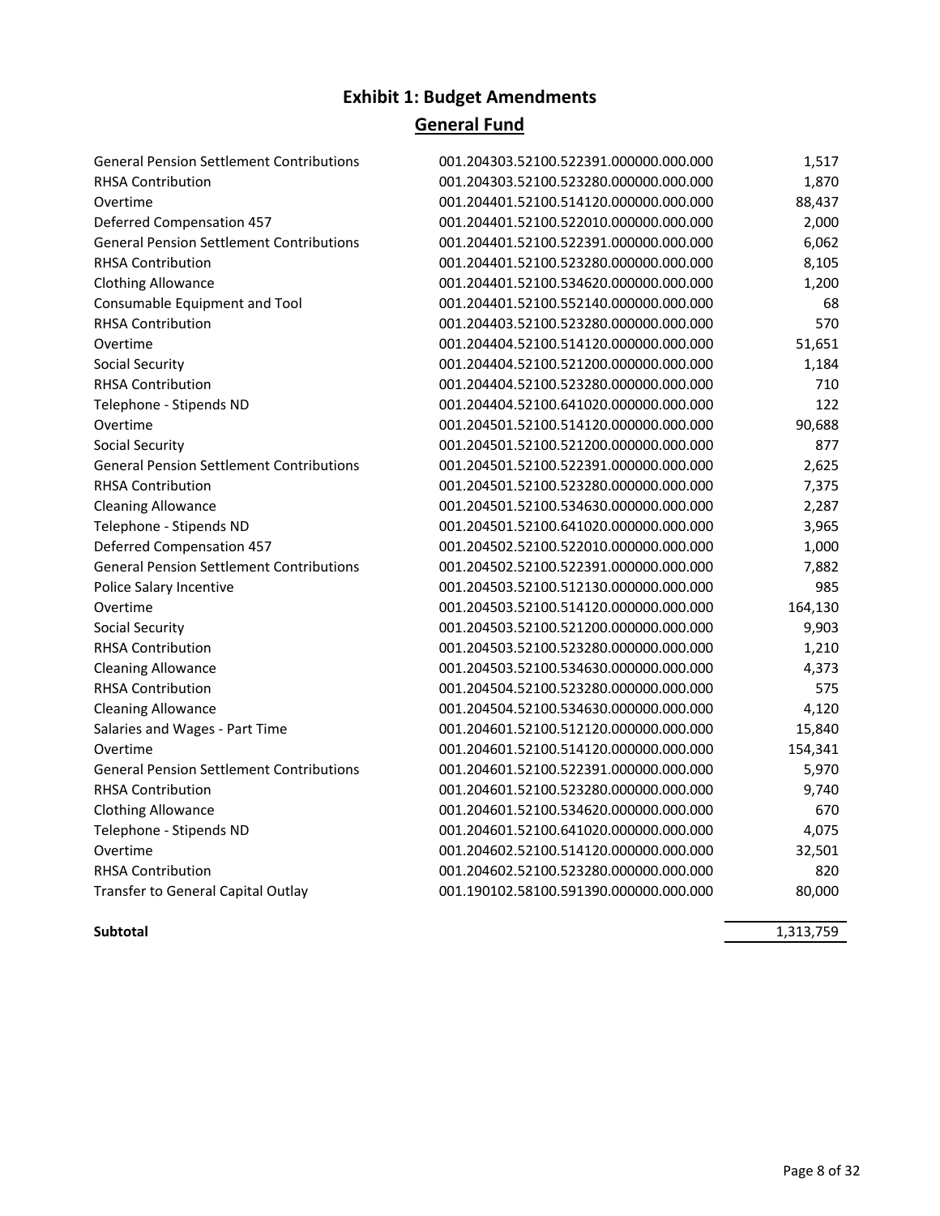# Exhibit 1: Budget Amendments

## General Fund

| | | |
|---|---|---|
| General Pension Settlement Contributions | 001.204303.52100.522391.000000.000.000 | 1,517 |
| RHSA Contribution | 001.204303.52100.523280.000000.000.000 | 1,870 |
| Overtime | 001.204401.52100.514120.000000.000.000 | 88,437 |
| Deferred Compensation 457 | 001.204401.52100.522010.000000.000.000 | 2,000 |
| General Pension Settlement Contributions | 001.204401.52100.522391.000000.000.000 | 6,062 |
| RHSA Contribution | 001.204401.52100.523280.000000.000.000 | 8,105 |
| Clothing Allowance | 001.204401.52100.534620.000000.000.000 | 1,200 |
| Consumable Equipment and Tool | 001.204401.52100.552140.000000.000.000 | 68 |
| RHSA Contribution | 001.204403.52100.523280.000000.000.000 | 570 |
| Overtime | 001.204404.52100.514120.000000.000.000 | 51,651 |
| Social Security | 001.204404.52100.521200.000000.000.000 | 1,184 |
| RHSA Contribution | 001.204404.52100.523280.000000.000.000 | 710 |
| Telephone - Stipends ND | 001.204404.52100.641020.000000.000.000 | 122 |
| Overtime | 001.204501.52100.514120.000000.000.000 | 90,688 |
| Social Security | 001.204501.52100.521200.000000.000.000 | 877 |
| General Pension Settlement Contributions | 001.204501.52100.522391.000000.000.000 | 2,625 |
| RHSA Contribution | 001.204501.52100.523280.000000.000.000 | 7,375 |
| Cleaning Allowance | 001.204501.52100.534630.000000.000.000 | 2,287 |
| Telephone - Stipends ND | 001.204501.52100.641020.000000.000.000 | 3,965 |
| Deferred Compensation 457 | 001.204502.52100.522010.000000.000.000 | 1,000 |
| General Pension Settlement Contributions | 001.204502.52100.522391.000000.000.000 | 7,882 |
| Police Salary Incentive | 001.204503.52100.512130.000000.000.000 | 985 |
| Overtime | 001.204503.52100.514120.000000.000.000 | 164,130 |
| Social Security | 001.204503.52100.521200.000000.000.000 | 9,903 |
| RHSA Contribution | 001.204503.52100.523280.000000.000.000 | 1,210 |
| Cleaning Allowance | 001.204503.52100.534630.000000.000.000 | 4,373 |
| RHSA Contribution | 001.204504.52100.523280.000000.000.000 | 575 |
| Cleaning Allowance | 001.204504.52100.534630.000000.000.000 | 4,120 |
| Salaries and Wages - Part Time | 001.204601.52100.512120.000000.000.000 | 15,840 |
| Overtime | 001.204601.52100.514120.000000.000.000 | 154,341 |
| General Pension Settlement Contributions | 001.204601.52100.522391.000000.000.000 | 5,970 |
| RHSA Contribution | 001.204601.52100.523280.000000.000.000 | 9,740 |
| Clothing Allowance | 001.204601.52100.534620.000000.000.000 | 670 |
| Telephone - Stipends ND | 001.204601.52100.641020.000000.000.000 | 4,075 |
| Overtime | 001.204602.52100.514120.000000.000.000 | 32,501 |
| RHSA Contribution | 001.204602.52100.523280.000000.000.000 | 820 |
| Transfer to General Capital Outlay | 001.190102.58100.591390.000000.000.000 | 80,000 |
| **Subtotal** | | 1,313,759 |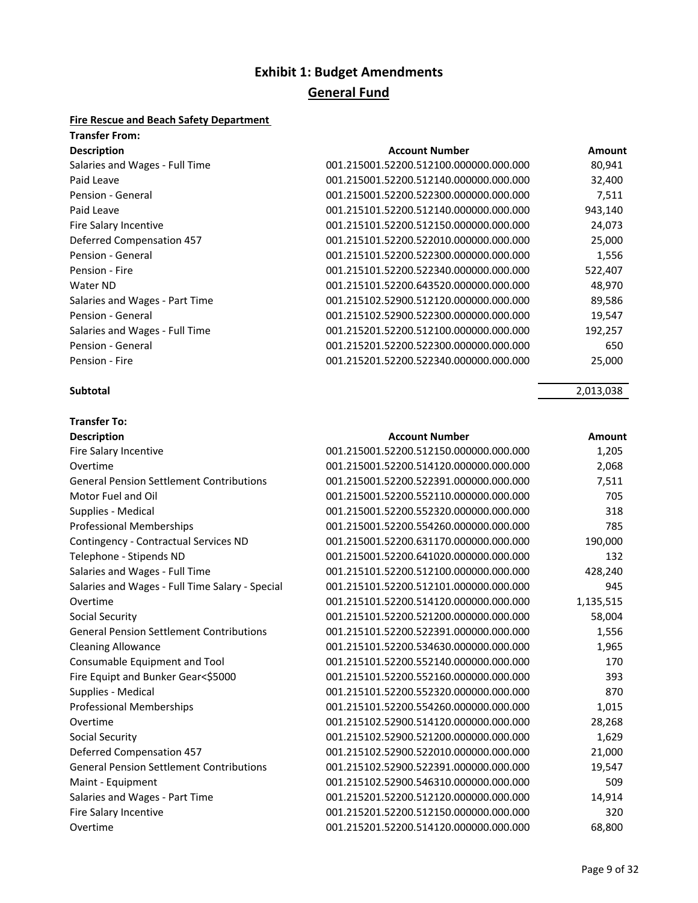# Exhibit 1: Budget Amendments

## General Fund

**Fire Rescue and Beach Safety Department**

**Transfer From:**

| Description | Account Number | Amount |
|---|---|---|
| Salaries and Wages - Full Time | 001.215001.52200.512100.000000.000.000 | 80,941 |
| Paid Leave | 001.215001.52200.512140.000000.000.000 | 32,400 |
| Pension - General | 001.215001.52200.522300.000000.000.000 | 7,511 |
| Paid Leave | 001.215101.52200.512140.000000.000.000 | 943,140 |
| Fire Salary Incentive | 001.215101.52200.512150.000000.000.000 | 24,073 |
| Deferred Compensation 457 | 001.215101.52200.522010.000000.000.000 | 25,000 |
| Pension - General | 001.215101.52200.522300.000000.000.000 | 1,556 |
| Pension - Fire | 001.215101.52200.522340.000000.000.000 | 522,407 |
| Water ND | 001.215101.52200.643520.000000.000.000 | 48,970 |
| Salaries and Wages - Part Time | 001.215102.52900.512120.000000.000.000 | 89,586 |
| Pension - General | 001.215102.52900.522300.000000.000.000 | 19,547 |
| Salaries and Wages - Full Time | 001.215201.52200.512100.000000.000.000 | 192,257 |
| Pension - General | 001.215201.52200.522300.000000.000.000 | 650 |
| Pension - Fire | 001.215201.52200.522340.000000.000.000 | 25,000 |
| **Subtotal** | | 2,013,038 |

**Transfer To:**

| Description | Account Number | Amount |
|---|---|---|
| Fire Salary Incentive | 001.215001.52200.512150.000000.000.000 | 1,205 |
| Overtime | 001.215001.52200.514120.000000.000.000 | 2,068 |
| General Pension Settlement Contributions | 001.215001.52200.522391.000000.000.000 | 7,511 |
| Motor Fuel and Oil | 001.215001.52200.552110.000000.000.000 | 705 |
| Supplies - Medical | 001.215001.52200.552320.000000.000.000 | 318 |
| Professional Memberships | 001.215001.52200.554260.000000.000.000 | 785 |
| Contingency - Contractual Services ND | 001.215001.52200.631170.000000.000.000 | 190,000 |
| Telephone - Stipends ND | 001.215001.52200.641020.000000.000.000 | 132 |
| Salaries and Wages - Full Time | 001.215101.52200.512100.000000.000.000 | 428,240 |
| Salaries and Wages - Full Time Salary - Special | 001.215101.52200.512101.000000.000.000 | 945 |
| Overtime | 001.215101.52200.514120.000000.000.000 | 1,135,515 |
| Social Security | 001.215101.52200.521200.000000.000.000 | 58,004 |
| General Pension Settlement Contributions | 001.215101.52200.522391.000000.000.000 | 1,556 |
| Cleaning Allowance | 001.215101.52200.534630.000000.000.000 | 1,965 |
| Consumable Equipment and Tool | 001.215101.52200.552140.000000.000.000 | 170 |
| Fire Equipt and Bunker Gear<$5000 | 001.215101.52200.552160.000000.000.000 | 393 |
| Supplies - Medical | 001.215101.52200.552320.000000.000.000 | 870 |
| Professional Memberships | 001.215101.52200.554260.000000.000.000 | 1,015 |
| Overtime | 001.215102.52900.514120.000000.000.000 | 28,268 |
| Social Security | 001.215102.52900.521200.000000.000.000 | 1,629 |
| Deferred Compensation 457 | 001.215102.52900.522010.000000.000.000 | 21,000 |
| General Pension Settlement Contributions | 001.215102.52900.522391.000000.000.000 | 19,547 |
| Maint - Equipment | 001.215102.52900.546310.000000.000.000 | 509 |
| Salaries and Wages - Part Time | 001.215201.52200.512120.000000.000.000 | 14,914 |
| Fire Salary Incentive | 001.215201.52200.512150.000000.000.000 | 320 |
| Overtime | 001.215201.52200.514120.000000.000.000 | 68,800 |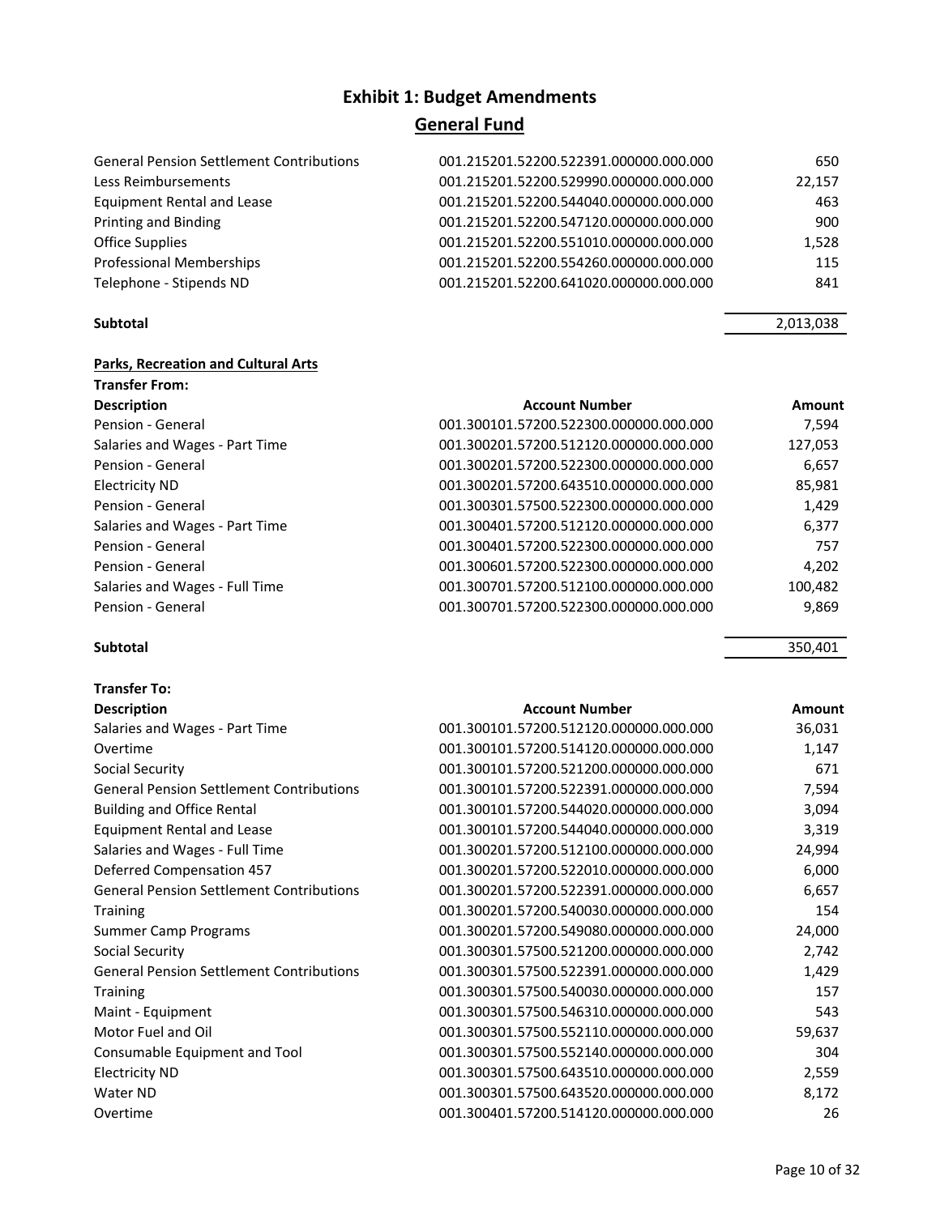# Exhibit 1: Budget Amendments

## General Fund

| | | |
|---|---|---|
| General Pension Settlement Contributions | 001.215201.52200.522391.000000.000.000 | 650 |
| Less Reimbursements | 001.215201.52200.529990.000000.000.000 | 22,157 |
| Equipment Rental and Lease | 001.215201.52200.544040.000000.000.000 | 463 |
| Printing and Binding | 001.215201.52200.547120.000000.000.000 | 900 |
| Office Supplies | 001.215201.52200.551010.000000.000.000 | 1,528 |
| Professional Memberships | 001.215201.52200.554260.000000.000.000 | 115 |
| Telephone - Stipends ND | 001.215201.52200.641020.000000.000.000 | 841 |
| **Subtotal** | | 2,013,038 |

**Parks, Recreation and Cultural Arts**

**Transfer From:**

| Description | Account Number | Amount |
|---|---|---|
| Pension - General | 001.300101.57200.522300.000000.000.000 | 7,594 |
| Salaries and Wages - Part Time | 001.300201.57200.512120.000000.000.000 | 127,053 |
| Pension - General | 001.300201.57200.522300.000000.000.000 | 6,657 |
| Electricity ND | 001.300201.57200.643510.000000.000.000 | 85,981 |
| Pension - General | 001.300301.57500.522300.000000.000.000 | 1,429 |
| Salaries and Wages - Part Time | 001.300401.57200.512120.000000.000.000 | 6,377 |
| Pension - General | 001.300401.57200.522300.000000.000.000 | 757 |
| Pension - General | 001.300601.57200.522300.000000.000.000 | 4,202 |
| Salaries and Wages - Full Time | 001.300701.57200.512100.000000.000.000 | 100,482 |
| Pension - General | 001.300701.57200.522300.000000.000.000 | 9,869 |
| **Subtotal** | | 350,401 |

**Transfer To:**

| Description | Account Number | Amount |
|---|---|---|
| Salaries and Wages - Part Time | 001.300101.57200.512120.000000.000.000 | 36,031 |
| Overtime | 001.300101.57200.514120.000000.000.000 | 1,147 |
| Social Security | 001.300101.57200.521200.000000.000.000 | 671 |
| General Pension Settlement Contributions | 001.300101.57200.522391.000000.000.000 | 7,594 |
| Building and Office Rental | 001.300101.57200.544020.000000.000.000 | 3,094 |
| Equipment Rental and Lease | 001.300101.57200.544040.000000.000.000 | 3,319 |
| Salaries and Wages - Full Time | 001.300201.57200.512100.000000.000.000 | 24,994 |
| Deferred Compensation 457 | 001.300201.57200.522010.000000.000.000 | 6,000 |
| General Pension Settlement Contributions | 001.300201.57200.522391.000000.000.000 | 6,657 |
| Training | 001.300201.57200.540030.000000.000.000 | 154 |
| Summer Camp Programs | 001.300201.57200.549080.000000.000.000 | 24,000 |
| Social Security | 001.300301.57500.521200.000000.000.000 | 2,742 |
| General Pension Settlement Contributions | 001.300301.57500.522391.000000.000.000 | 1,429 |
| Training | 001.300301.57500.540030.000000.000.000 | 157 |
| Maint - Equipment | 001.300301.57500.546310.000000.000.000 | 543 |
| Motor Fuel and Oil | 001.300301.57500.552110.000000.000.000 | 59,637 |
| Consumable Equipment and Tool | 001.300301.57500.552140.000000.000.000 | 304 |
| Electricity ND | 001.300301.57500.643510.000000.000.000 | 2,559 |
| Water ND | 001.300301.57500.643520.000000.000.000 | 8,172 |
| Overtime | 001.300401.57200.514120.000000.000.000 | 26 |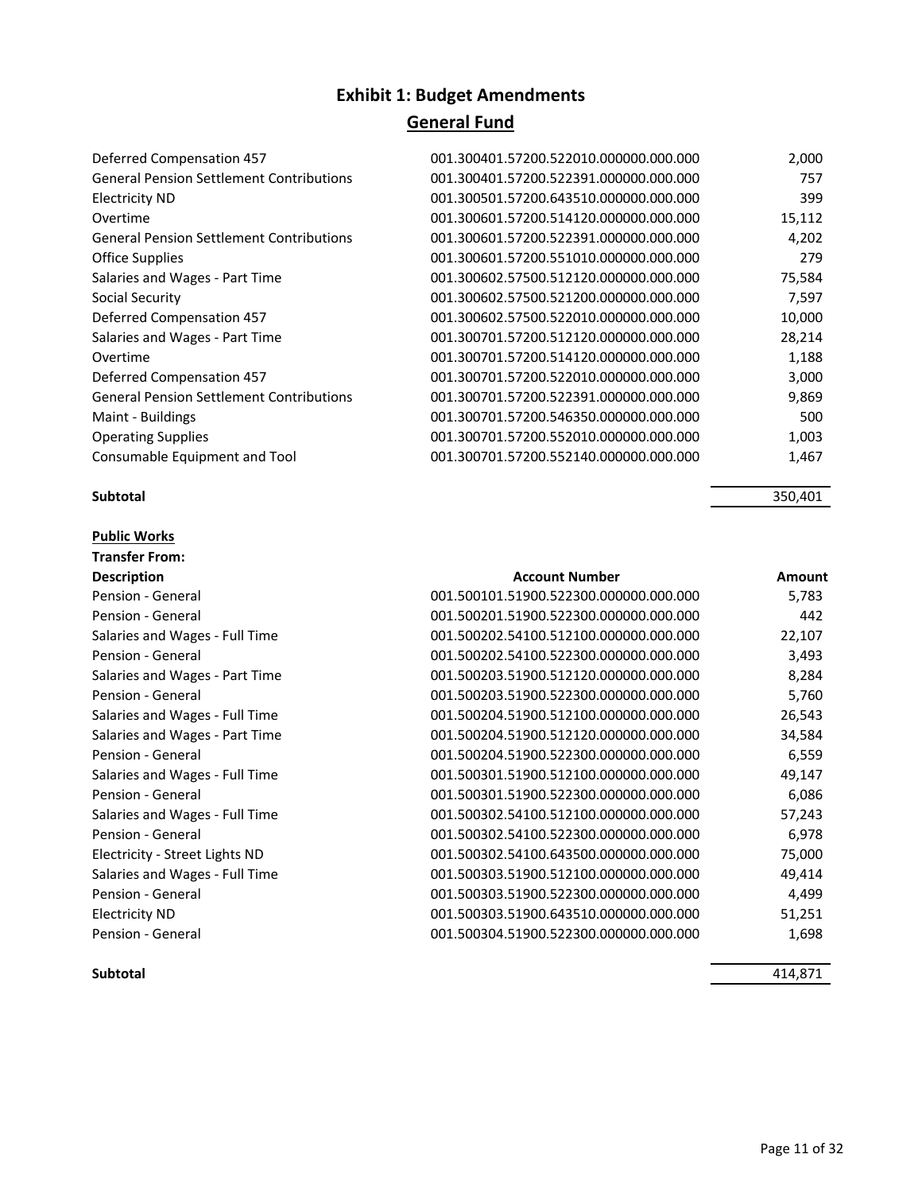# Exhibit 1: Budget Amendments

## General Fund

| | | |
|---|---|---|
| Deferred Compensation 457 | 001.300401.57200.522010.000000.000.000 | 2,000 |
| General Pension Settlement Contributions | 001.300401.57200.522391.000000.000.000 | 757 |
| Electricity ND | 001.300501.57200.643510.000000.000.000 | 399 |
| Overtime | 001.300601.57200.514120.000000.000.000 | 15,112 |
| General Pension Settlement Contributions | 001.300601.57200.522391.000000.000.000 | 4,202 |
| Office Supplies | 001.300601.57200.551010.000000.000.000 | 279 |
| Salaries and Wages - Part Time | 001.300602.57500.512120.000000.000.000 | 75,584 |
| Social Security | 001.300602.57500.521200.000000.000.000 | 7,597 |
| Deferred Compensation 457 | 001.300602.57500.522010.000000.000.000 | 10,000 |
| Salaries and Wages - Part Time | 001.300701.57200.512120.000000.000.000 | 28,214 |
| Overtime | 001.300701.57200.514120.000000.000.000 | 1,188 |
| Deferred Compensation 457 | 001.300701.57200.522010.000000.000.000 | 3,000 |
| General Pension Settlement Contributions | 001.300701.57200.522391.000000.000.000 | 9,869 |
| Maint - Buildings | 001.300701.57200.546350.000000.000.000 | 500 |
| Operating Supplies | 001.300701.57200.552010.000000.000.000 | 1,003 |
| Consumable Equipment and Tool | 001.300701.57200.552140.000000.000.000 | 1,467 |
| **Subtotal** | | 350,401 |

**Public Works**

**Transfer From:**

| Description | Account Number | Amount |
|---|---|---|
| Pension - General | 001.500101.51900.522300.000000.000.000 | 5,783 |
| Pension - General | 001.500201.51900.522300.000000.000.000 | 442 |
| Salaries and Wages - Full Time | 001.500202.54100.512100.000000.000.000 | 22,107 |
| Pension - General | 001.500202.54100.522300.000000.000.000 | 3,493 |
| Salaries and Wages - Part Time | 001.500203.51900.512120.000000.000.000 | 8,284 |
| Pension - General | 001.500203.51900.522300.000000.000.000 | 5,760 |
| Salaries and Wages - Full Time | 001.500204.51900.512100.000000.000.000 | 26,543 |
| Salaries and Wages - Part Time | 001.500204.51900.512120.000000.000.000 | 34,584 |
| Pension - General | 001.500204.51900.522300.000000.000.000 | 6,559 |
| Salaries and Wages - Full Time | 001.500301.51900.512100.000000.000.000 | 49,147 |
| Pension - General | 001.500301.51900.522300.000000.000.000 | 6,086 |
| Salaries and Wages - Full Time | 001.500302.54100.512100.000000.000.000 | 57,243 |
| Pension - General | 001.500302.54100.522300.000000.000.000 | 6,978 |
| Electricity - Street Lights ND | 001.500302.54100.643500.000000.000.000 | 75,000 |
| Salaries and Wages - Full Time | 001.500303.51900.512100.000000.000.000 | 49,414 |
| Pension - General | 001.500303.51900.522300.000000.000.000 | 4,499 |
| Electricity ND | 001.500303.51900.643510.000000.000.000 | 51,251 |
| Pension - General | 001.500304.51900.522300.000000.000.000 | 1,698 |
| **Subtotal** | | 414,871 |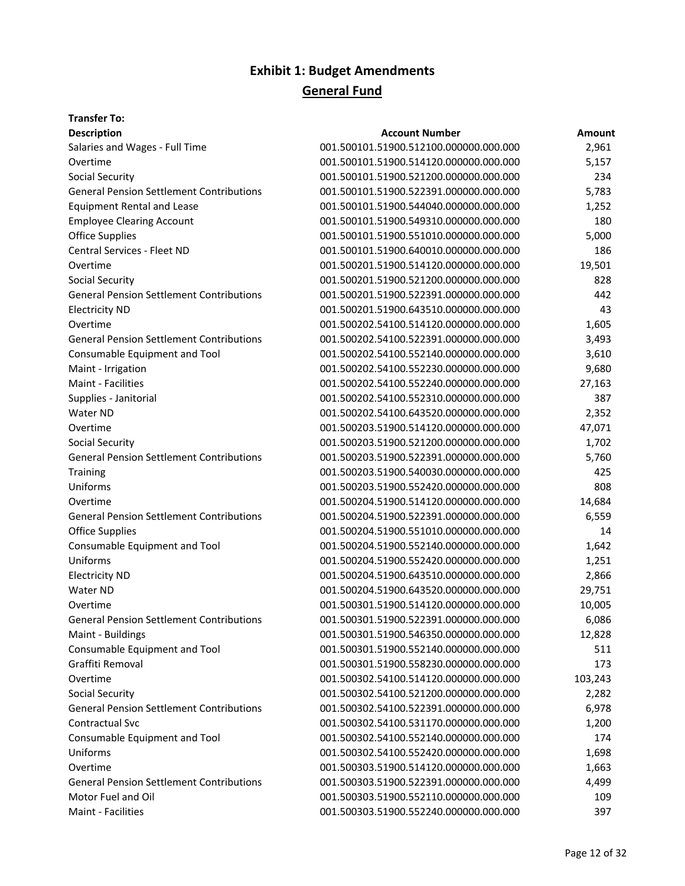# Exhibit 1: Budget Amendments

## General Fund

**Transfer To:**

| Description | Account Number | Amount |
|---|---|---|
| Salaries and Wages - Full Time | 001.500101.51900.512100.000000.000.000 | 2,961 |
| Overtime | 001.500101.51900.514120.000000.000.000 | 5,157 |
| Social Security | 001.500101.51900.521200.000000.000.000 | 234 |
| General Pension Settlement Contributions | 001.500101.51900.522391.000000.000.000 | 5,783 |
| Equipment Rental and Lease | 001.500101.51900.544040.000000.000.000 | 1,252 |
| Employee Clearing Account | 001.500101.51900.549310.000000.000.000 | 180 |
| Office Supplies | 001.500101.51900.551010.000000.000.000 | 5,000 |
| Central Services - Fleet ND | 001.500101.51900.640010.000000.000.000 | 186 |
| Overtime | 001.500201.51900.514120.000000.000.000 | 19,501 |
| Social Security | 001.500201.51900.521200.000000.000.000 | 828 |
| General Pension Settlement Contributions | 001.500201.51900.522391.000000.000.000 | 442 |
| Electricity ND | 001.500201.51900.643510.000000.000.000 | 43 |
| Overtime | 001.500202.54100.514120.000000.000.000 | 1,605 |
| General Pension Settlement Contributions | 001.500202.54100.522391.000000.000.000 | 3,493 |
| Consumable Equipment and Tool | 001.500202.54100.552140.000000.000.000 | 3,610 |
| Maint - Irrigation | 001.500202.54100.552230.000000.000.000 | 9,680 |
| Maint - Facilities | 001.500202.54100.552240.000000.000.000 | 27,163 |
| Supplies - Janitorial | 001.500202.54100.552310.000000.000.000 | 387 |
| Water ND | 001.500202.54100.643520.000000.000.000 | 2,352 |
| Overtime | 001.500203.51900.514120.000000.000.000 | 47,071 |
| Social Security | 001.500203.51900.521200.000000.000.000 | 1,702 |
| General Pension Settlement Contributions | 001.500203.51900.522391.000000.000.000 | 5,760 |
| Training | 001.500203.51900.540030.000000.000.000 | 425 |
| Uniforms | 001.500203.51900.552420.000000.000.000 | 808 |
| Overtime | 001.500204.51900.514120.000000.000.000 | 14,684 |
| General Pension Settlement Contributions | 001.500204.51900.522391.000000.000.000 | 6,559 |
| Office Supplies | 001.500204.51900.551010.000000.000.000 | 14 |
| Consumable Equipment and Tool | 001.500204.51900.552140.000000.000.000 | 1,642 |
| Uniforms | 001.500204.51900.552420.000000.000.000 | 1,251 |
| Electricity ND | 001.500204.51900.643510.000000.000.000 | 2,866 |
| Water ND | 001.500204.51900.643520.000000.000.000 | 29,751 |
| Overtime | 001.500301.51900.514120.000000.000.000 | 10,005 |
| General Pension Settlement Contributions | 001.500301.51900.522391.000000.000.000 | 6,086 |
| Maint - Buildings | 001.500301.51900.546350.000000.000.000 | 12,828 |
| Consumable Equipment and Tool | 001.500301.51900.552140.000000.000.000 | 511 |
| Graffiti Removal | 001.500301.51900.558230.000000.000.000 | 173 |
| Overtime | 001.500302.54100.514120.000000.000.000 | 103,243 |
| Social Security | 001.500302.54100.521200.000000.000.000 | 2,282 |
| General Pension Settlement Contributions | 001.500302.54100.522391.000000.000.000 | 6,978 |
| Contractual Svc | 001.500302.54100.531170.000000.000.000 | 1,200 |
| Consumable Equipment and Tool | 001.500302.54100.552140.000000.000.000 | 174 |
| Uniforms | 001.500302.54100.552420.000000.000.000 | 1,698 |
| Overtime | 001.500303.51900.514120.000000.000.000 | 1,663 |
| General Pension Settlement Contributions | 001.500303.51900.522391.000000.000.000 | 4,499 |
| Motor Fuel and Oil | 001.500303.51900.552110.000000.000.000 | 109 |
| Maint - Facilities | 001.500303.51900.552240.000000.000.000 | 397 |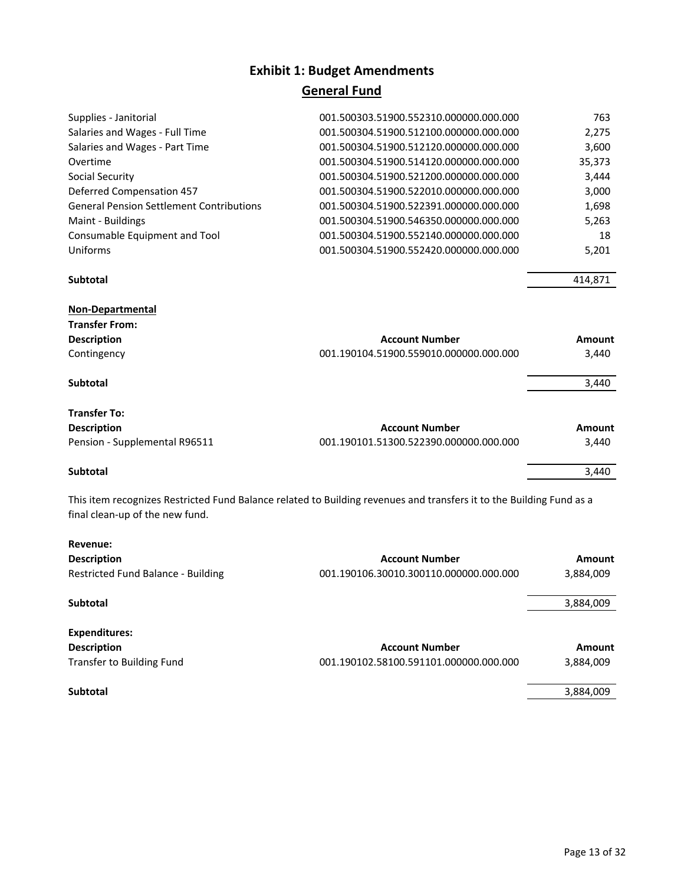# Exhibit 1: Budget Amendments

## General Fund

| Description | Account Number | Amount |
|---|---|---|
| Supplies - Janitorial | 001.500303.51900.552310.000000.000.000 | 763 |
| Salaries and Wages - Full Time | 001.500304.51900.512100.000000.000.000 | 2,275 |
| Salaries and Wages - Part Time | 001.500304.51900.512120.000000.000.000 | 3,600 |
| Overtime | 001.500304.51900.514120.000000.000.000 | 35,373 |
| Social Security | 001.500304.51900.521200.000000.000.000 | 3,444 |
| Deferred Compensation 457 | 001.500304.51900.522010.000000.000.000 | 3,000 |
| General Pension Settlement Contributions | 001.500304.51900.522391.000000.000.000 | 1,698 |
| Maint - Buildings | 001.500304.51900.546350.000000.000.000 | 5,263 |
| Consumable Equipment and Tool | 001.500304.51900.552140.000000.000.000 | 18 |
| Uniforms | 001.500304.51900.552420.000000.000.000 | 5,201 |
| **Subtotal** | | 414,871 |

**Non-Departmental**

**Transfer From:**

| Description | Account Number | Amount |
|---|---|---|
| Contingency | 001.190104.51900.559010.000000.000.000 | 3,440 |
| **Subtotal** | | 3,440 |

**Transfer To:**

| Description | Account Number | Amount |
|---|---|---|
| Pension - Supplemental R96511 | 001.190101.51300.522390.000000.000.000 | 3,440 |
| **Subtotal** | | 3,440 |

This item recognizes Restricted Fund Balance related to Building revenues and transfers it to the Building Fund as a final clean-up of the new fund.

**Revenue:**

| Description | Account Number | Amount |
|---|---|---|
| Restricted Fund Balance - Building | 001.190106.30010.300110.000000.000.000 | 3,884,009 |
| **Subtotal** | | 3,884,009 |

**Expenditures:**

| Description | Account Number | Amount |
|---|---|---|
| Transfer to Building Fund | 001.190102.58100.591101.000000.000.000 | 3,884,009 |
| **Subtotal** | | 3,884,009 |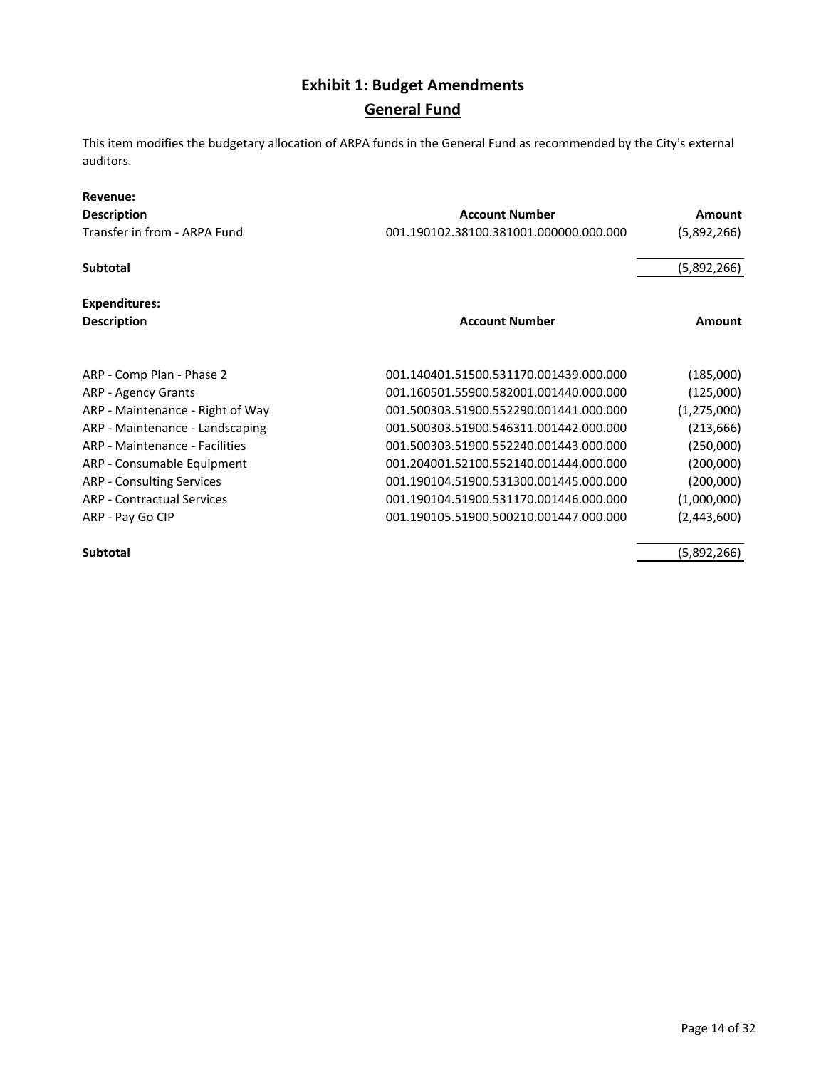# Exhibit 1: Budget Amendments

## General Fund

This item modifies the budgetary allocation of ARPA funds in the General Fund as recommended by the City's external auditors.

**Revenue:**

| Description | Account Number | Amount |
|---|---|---|
| Transfer in from - ARPA Fund | 001.190102.38100.381001.000000.000.000 | (5,892,266) |
| **Subtotal** | | (5,892,266) |

**Expenditures:**

| Description | Account Number | Amount |
|---|---|---|
| ARP - Comp Plan - Phase 2 | 001.140401.51500.531170.001439.000.000 | (185,000) |
| ARP - Agency Grants | 001.160501.55900.582001.001440.000.000 | (125,000) |
| ARP - Maintenance - Right of Way | 001.500303.51900.552290.001441.000.000 | (1,275,000) |
| ARP - Maintenance - Landscaping | 001.500303.51900.546311.001442.000.000 | (213,666) |
| ARP - Maintenance - Facilities | 001.500303.51900.552240.001443.000.000 | (250,000) |
| ARP - Consumable Equipment | 001.204001.52100.552140.001444.000.000 | (200,000) |
| ARP - Consulting Services | 001.190104.51900.531300.001445.000.000 | (200,000) |
| ARP - Contractual Services | 001.190104.51900.531170.001446.000.000 | (1,000,000) |
| ARP - Pay Go CIP | 001.190105.51900.500210.001447.000.000 | (2,443,600) |
| **Subtotal** | | (5,892,266) |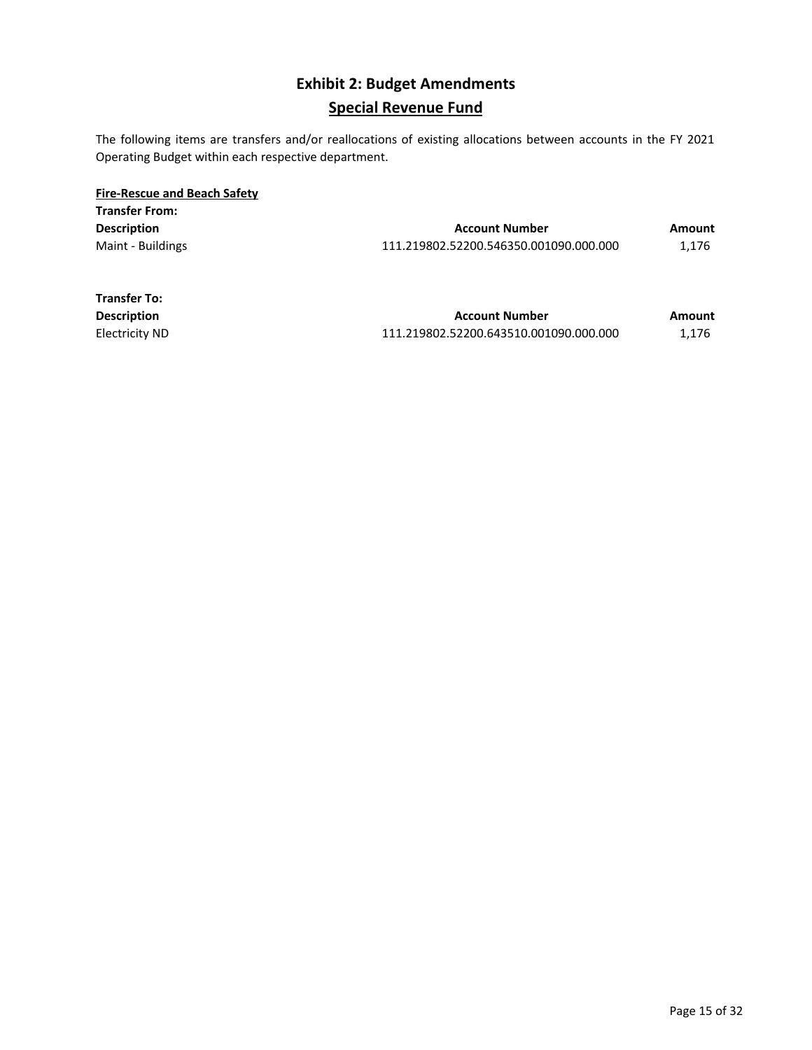# Exhibit 2: Budget Amendments

## Special Revenue Fund

The following items are transfers and/or reallocations of existing allocations between accounts in the FY 2021 Operating Budget within each respective department.

**Fire-Rescue and Beach Safety**

**Transfer From:**

| Description | Account Number | Amount |
|---|---|---|
| Maint - Buildings | 111.219802.52200.546350.001090.000.000 | 1,176 |

**Transfer To:**

| Description | Account Number | Amount |
|---|---|---|
| Electricity ND | 111.219802.52200.643510.001090.000.000 | 1,176 |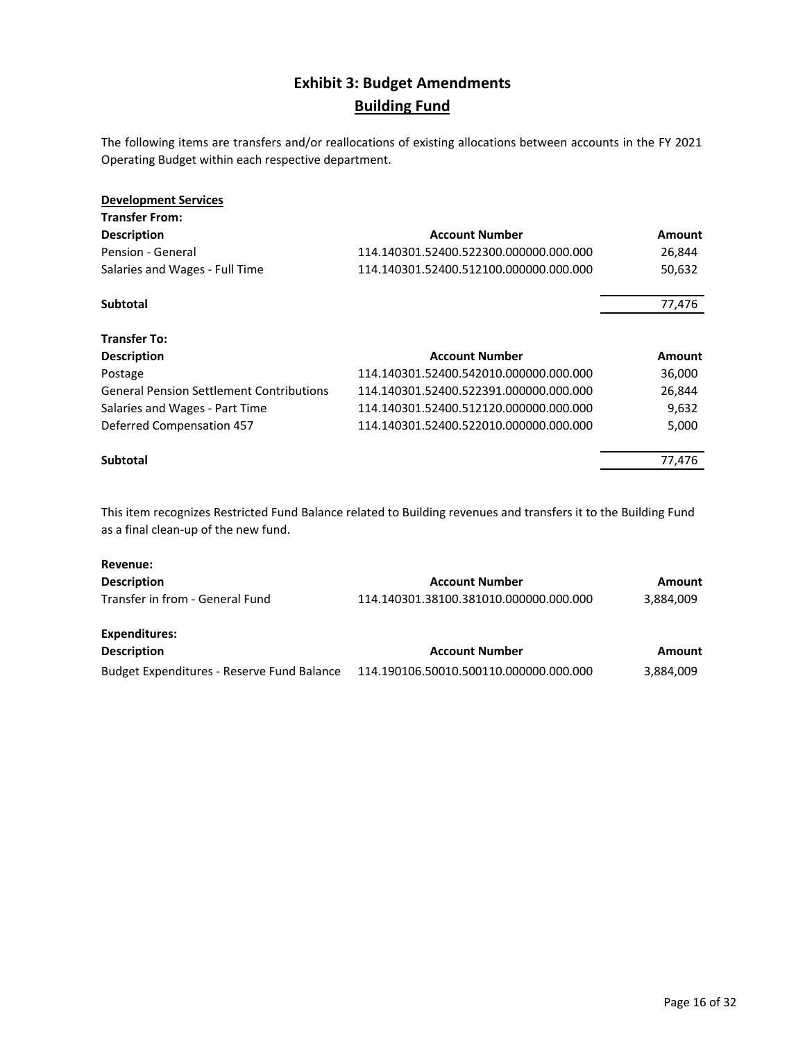# Exhibit 3: Budget Amendments

## Building Fund

The following items are transfers and/or reallocations of existing allocations between accounts in the FY 2021 Operating Budget within each respective department.

**Development Services**

**Transfer From:**

| Description | Account Number | Amount |
|---|---|---|
| Pension - General | 114.140301.52400.522300.000000.000.000 | 26,844 |
| Salaries and Wages - Full Time | 114.140301.52400.512100.000000.000.000 | 50,632 |
| **Subtotal** | | 77,476 |

**Transfer To:**

| Description | Account Number | Amount |
|---|---|---|
| Postage | 114.140301.52400.542010.000000.000.000 | 36,000 |
| General Pension Settlement Contributions | 114.140301.52400.522391.000000.000.000 | 26,844 |
| Salaries and Wages - Part Time | 114.140301.52400.512120.000000.000.000 | 9,632 |
| Deferred Compensation 457 | 114.140301.52400.522010.000000.000.000 | 5,000 |
| **Subtotal** | | 77,476 |

This item recognizes Restricted Fund Balance related to Building revenues and transfers it to the Building Fund as a final clean-up of the new fund.

**Revenue:**

| Description | Account Number | Amount |
|---|---|---|
| Transfer in from - General Fund | 114.140301.38100.381010.000000.000.000 | 3,884,009 |

**Expenditures:**

| Description | Account Number | Amount |
|---|---|---|
| Budget Expenditures - Reserve Fund Balance | 114.190106.50010.500110.000000.000.000 | 3,884,009 |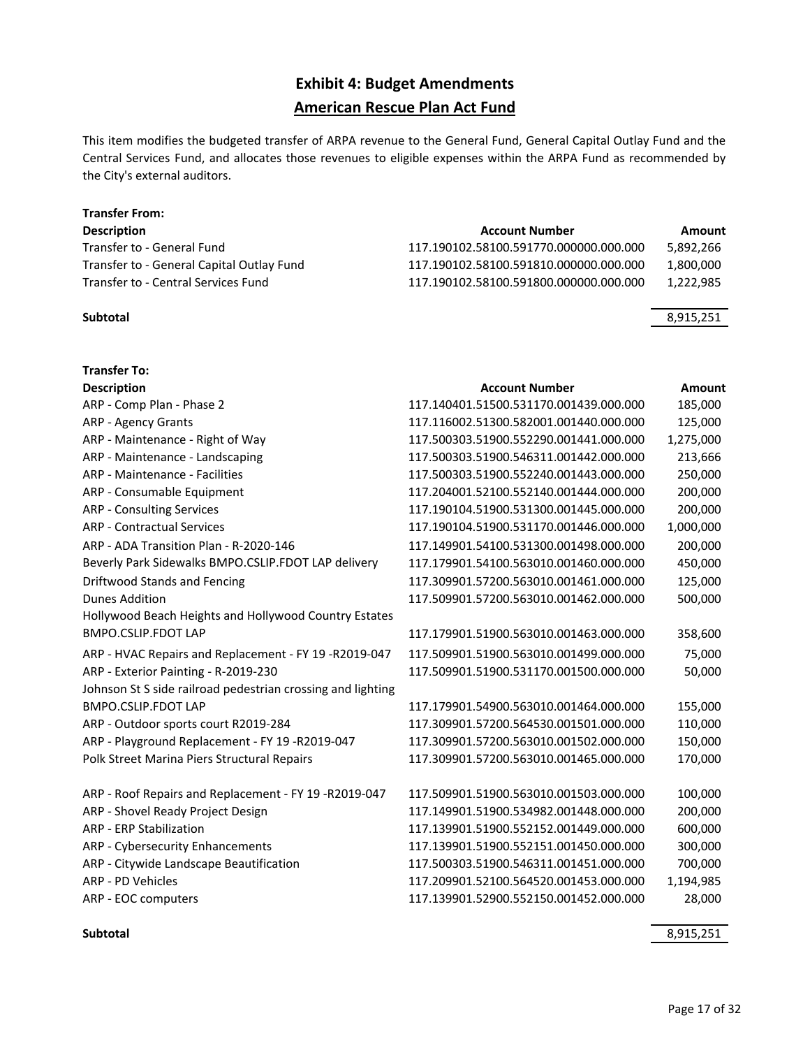# Exhibit 4: Budget Amendments

## American Rescue Plan Act Fund

This item modifies the budgeted transfer of ARPA revenue to the General Fund, General Capital Outlay Fund and the Central Services Fund, and allocates those revenues to eligible expenses within the ARPA Fund as recommended by the City's external auditors.

**Transfer From:**

| Description | Account Number | Amount |
|---|---|---|
| Transfer to - General Fund | 117.190102.58100.591770.000000.000.000 | 5,892,266 |
| Transfer to - General Capital Outlay Fund | 117.190102.58100.591810.000000.000.000 | 1,800,000 |
| Transfer to - Central Services Fund | 117.190102.58100.591800.000000.000.000 | 1,222,985 |
| **Subtotal** | | 8,915,251 |

**Transfer To:**

| Description | Account Number | Amount |
|---|---|---|
| ARP - Comp Plan - Phase 2 | 117.140401.51500.531170.001439.000.000 | 185,000 |
| ARP - Agency Grants | 117.116002.51300.582001.001440.000.000 | 125,000 |
| ARP - Maintenance - Right of Way | 117.500303.51900.552290.001441.000.000 | 1,275,000 |
| ARP - Maintenance - Landscaping | 117.500303.51900.546311.001442.000.000 | 213,666 |
| ARP - Maintenance - Facilities | 117.500303.51900.552240.001443.000.000 | 250,000 |
| ARP - Consumable Equipment | 117.204001.52100.552140.001444.000.000 | 200,000 |
| ARP - Consulting Services | 117.190104.51900.531300.001445.000.000 | 200,000 |
| ARP - Contractual Services | 117.190104.51900.531170.001446.000.000 | 1,000,000 |
| ARP - ADA Transition Plan - R-2020-146 | 117.149901.54100.531300.001498.000.000 | 200,000 |
| Beverly Park Sidewalks BMPO.CSLIP.FDOT LAP delivery | 117.179901.54100.563010.001460.000.000 | 450,000 |
| Driftwood Stands and Fencing | 117.309901.57200.563010.001461.000.000 | 125,000 |
| Dunes Addition | 117.509901.57200.563010.001462.000.000 | 500,000 |
| Hollywood Beach Heights and Hollywood Country Estates BMPO.CSLIP.FDOT LAP | 117.179901.51900.563010.001463.000.000 | 358,600 |
| ARP - HVAC Repairs and Replacement - FY 19 -R2019-047 | 117.509901.51900.563010.001499.000.000 | 75,000 |
| ARP - Exterior Painting - R-2019-230 | 117.509901.51900.531170.001500.000.000 | 50,000 |
| Johnson St S side railroad pedestrian crossing and lighting BMPO.CSLIP.FDOT LAP | 117.179901.54900.563010.001464.000.000 | 155,000 |
| ARP - Outdoor sports court R2019-284 | 117.309901.57200.564530.001501.000.000 | 110,000 |
| ARP - Playground Replacement - FY 19 -R2019-047 | 117.309901.57200.563010.001502.000.000 | 150,000 |
| Polk Street Marina Piers Structural Repairs | 117.309901.57200.563010.001465.000.000 | 170,000 |
| ARP - Roof Repairs and Replacement - FY 19 -R2019-047 | 117.509901.51900.563010.001503.000.000 | 100,000 |
| ARP - Shovel Ready Project Design | 117.149901.51900.534982.001448.000.000 | 200,000 |
| ARP - ERP Stabilization | 117.139901.51900.552152.001449.000.000 | 600,000 |
| ARP - Cybersecurity Enhancements | 117.139901.51900.552151.001450.000.000 | 300,000 |
| ARP - Citywide Landscape Beautification | 117.500303.51900.546311.001451.000.000 | 700,000 |
| ARP - PD Vehicles | 117.209901.52100.564520.001453.000.000 | 1,194,985 |
| ARP - EOC computers | 117.139901.52900.552150.001452.000.000 | 28,000 |
| **Subtotal** | | 8,915,251 |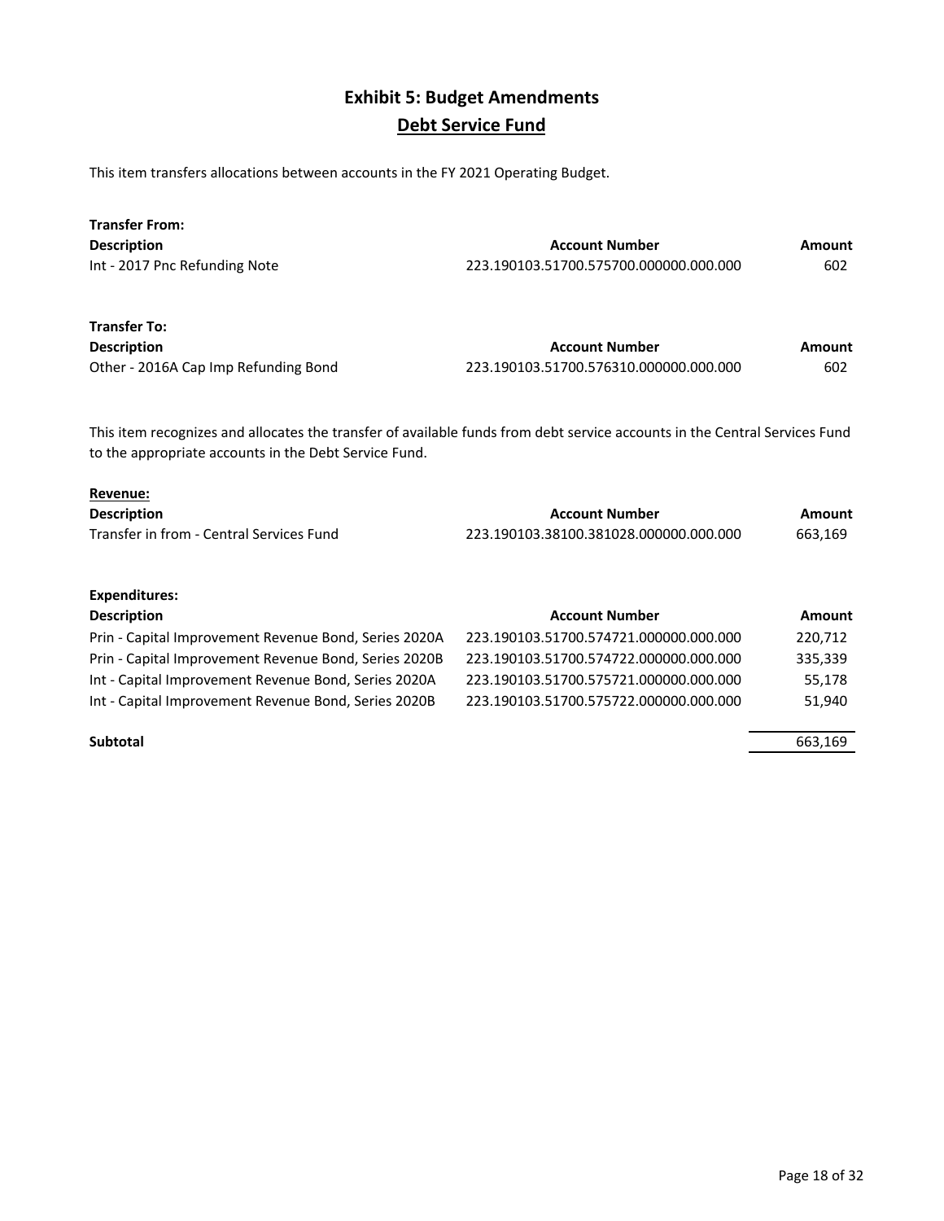# Exhibit 5: Budget Amendments

## Debt Service Fund

This item transfers allocations between accounts in the FY 2021 Operating Budget.

**Transfer From:**

| Description | Account Number | Amount |
|---|---|---|
| Int - 2017 Pnc Refunding Note | 223.190103.51700.575700.000000.000.000 | 602 |

**Transfer To:**

| Description | Account Number | Amount |
|---|---|---|
| Other - 2016A Cap Imp Refunding Bond | 223.190103.51700.576310.000000.000.000 | 602 |

This item recognizes and allocates the transfer of available funds from debt service accounts in the Central Services Fund to the appropriate accounts in the Debt Service Fund.

**Revenue:**

| Description | Account Number | Amount |
|---|---|---|
| Transfer in from - Central Services Fund | 223.190103.38100.381028.000000.000.000 | 663,169 |

**Expenditures:**

| Description | Account Number | Amount |
|---|---|---|
| Prin - Capital Improvement Revenue Bond, Series 2020A | 223.190103.51700.574721.000000.000.000 | 220,712 |
| Prin - Capital Improvement Revenue Bond, Series 2020B | 223.190103.51700.574722.000000.000.000 | 335,339 |
| Int - Capital Improvement Revenue Bond, Series 2020A | 223.190103.51700.575721.000000.000.000 | 55,178 |
| Int - Capital Improvement Revenue Bond, Series 2020B | 223.190103.51700.575722.000000.000.000 | 51,940 |
| **Subtotal** | | 663,169 |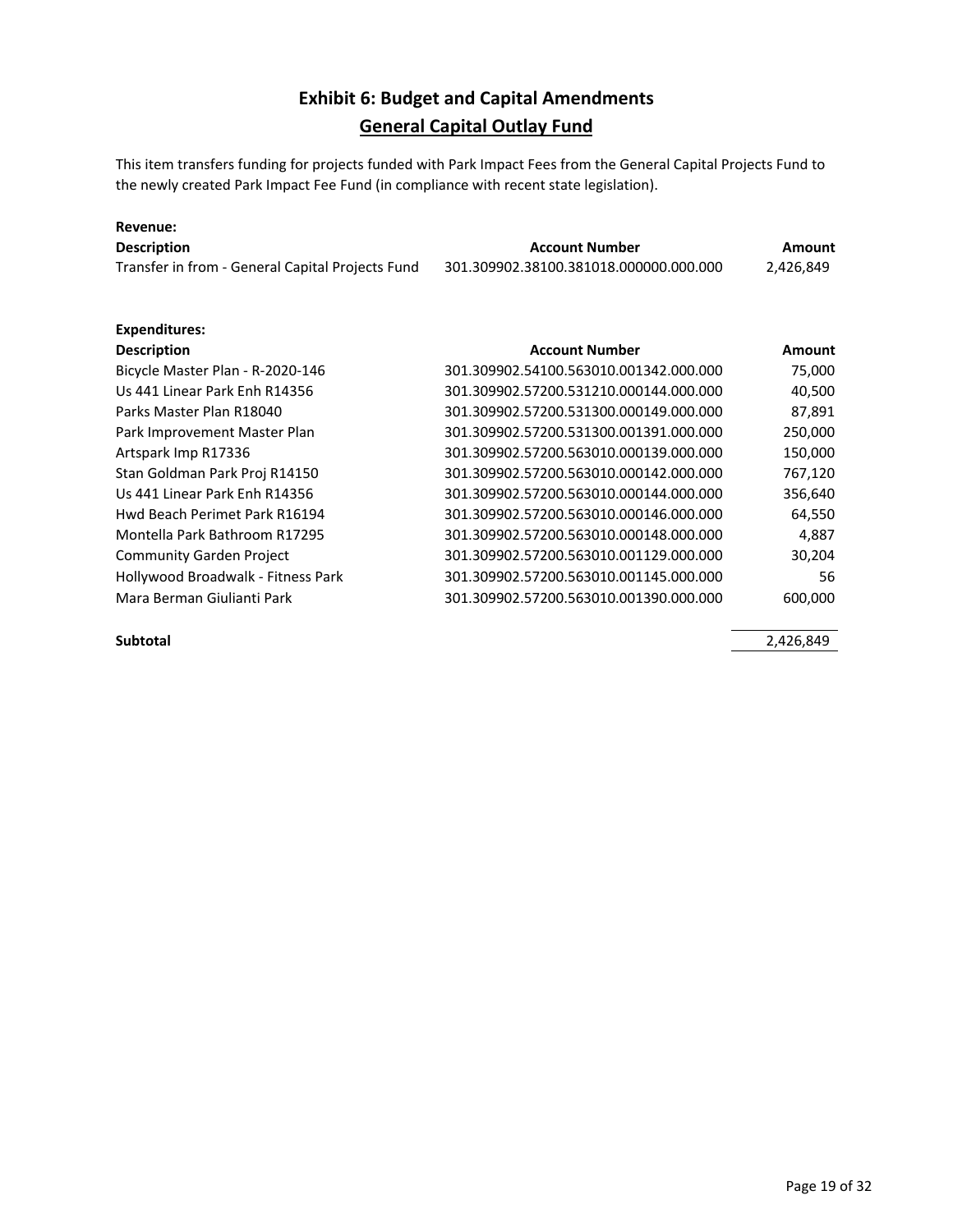# Exhibit 6: Budget and Capital Amendments

## General Capital Outlay Fund

This item transfers funding for projects funded with Park Impact Fees from the General Capital Projects Fund to the newly created Park Impact Fee Fund (in compliance with recent state legislation).

**Revenue:**

| Description | Account Number | Amount |
|---|---|---|
| Transfer in from - General Capital Projects Fund | 301.309902.38100.381018.000000.000.000 | 2,426,849 |

**Expenditures:**

| Description | Account Number | Amount |
|---|---|---|
| Bicycle Master Plan - R-2020-146 | 301.309902.54100.563010.001342.000.000 | 75,000 |
| Us 441 Linear Park Enh R14356 | 301.309902.57200.531210.000144.000.000 | 40,500 |
| Parks Master Plan R18040 | 301.309902.57200.531300.000149.000.000 | 87,891 |
| Park Improvement Master Plan | 301.309902.57200.531300.001391.000.000 | 250,000 |
| Artspark Imp R17336 | 301.309902.57200.563010.000139.000.000 | 150,000 |
| Stan Goldman Park Proj R14150 | 301.309902.57200.563010.000142.000.000 | 767,120 |
| Us 441 Linear Park Enh R14356 | 301.309902.57200.563010.000144.000.000 | 356,640 |
| Hwd Beach Perimet Park R16194 | 301.309902.57200.563010.000146.000.000 | 64,550 |
| Montella Park Bathroom R17295 | 301.309902.57200.563010.000148.000.000 | 4,887 |
| Community Garden Project | 301.309902.57200.563010.001129.000.000 | 30,204 |
| Hollywood Broadwalk - Fitness Park | 301.309902.57200.563010.001145.000.000 | 56 |
| Mara Berman Giulianti Park | 301.309902.57200.563010.001390.000.000 | 600,000 |
| **Subtotal** | | 2,426,849 |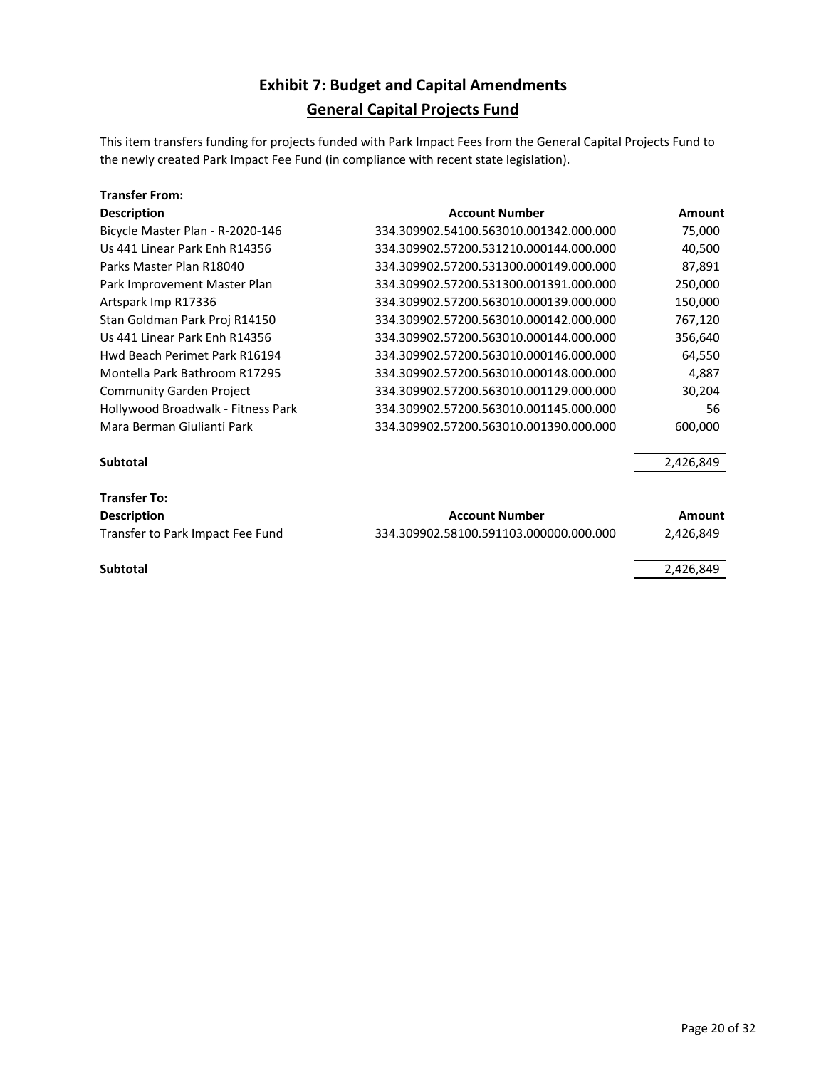# Exhibit 7: Budget and Capital Amendments

## General Capital Projects Fund

This item transfers funding for projects funded with Park Impact Fees from the General Capital Projects Fund to the newly created Park Impact Fee Fund (in compliance with recent state legislation).

**Transfer From:**

| Description | Account Number | Amount |
|---|---|---|
| Bicycle Master Plan - R-2020-146 | 334.309902.54100.563010.001342.000.000 | 75,000 |
| Us 441 Linear Park Enh R14356 | 334.309902.57200.531210.000144.000.000 | 40,500 |
| Parks Master Plan R18040 | 334.309902.57200.531300.000149.000.000 | 87,891 |
| Park Improvement Master Plan | 334.309902.57200.531300.001391.000.000 | 250,000 |
| Artspark Imp R17336 | 334.309902.57200.563010.000139.000.000 | 150,000 |
| Stan Goldman Park Proj R14150 | 334.309902.57200.563010.000142.000.000 | 767,120 |
| Us 441 Linear Park Enh R14356 | 334.309902.57200.563010.000144.000.000 | 356,640 |
| Hwd Beach Perimet Park R16194 | 334.309902.57200.563010.000146.000.000 | 64,550 |
| Montella Park Bathroom R17295 | 334.309902.57200.563010.000148.000.000 | 4,887 |
| Community Garden Project | 334.309902.57200.563010.001129.000.000 | 30,204 |
| Hollywood Broadwalk - Fitness Park | 334.309902.57200.563010.001145.000.000 | 56 |
| Mara Berman Giulianti Park | 334.309902.57200.563010.001390.000.000 | 600,000 |
| **Subtotal** | | 2,426,849 |

**Transfer To:**

| Description | Account Number | Amount |
|---|---|---|
| Transfer to Park Impact Fee Fund | 334.309902.58100.591103.000000.000.000 | 2,426,849 |
| **Subtotal** | | 2,426,849 |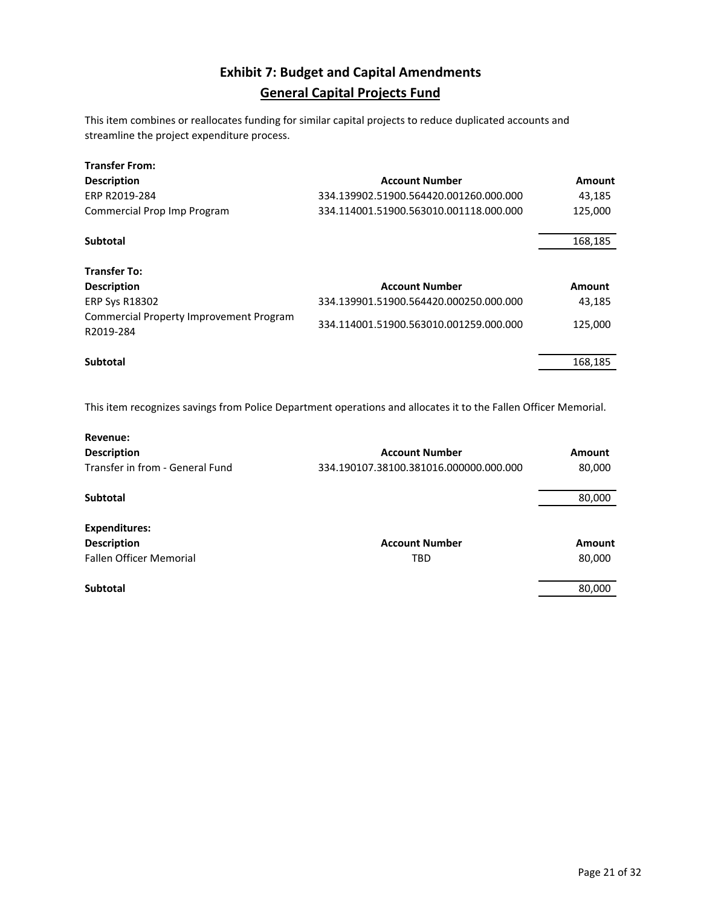# Exhibit 7: Budget and Capital Amendments

## General Capital Projects Fund

This item combines or reallocates funding for similar capital projects to reduce duplicated accounts and streamline the project expenditure process.

**Transfer From:**

| Description | Account Number | Amount |
|---|---|---|
| ERP R2019-284 | 334.139902.51900.564420.001260.000.000 | 43,185 |
| Commercial Prop Imp Program | 334.114001.51900.563010.001118.000.000 | 125,000 |
| **Subtotal** | | 168,185 |

**Transfer To:**

| Description | Account Number | Amount |
|---|---|---|
| ERP Sys R18302 | 334.139901.51900.564420.000250.000.000 | 43,185 |
| Commercial Property Improvement Program R2019-284 | 334.114001.51900.563010.001259.000.000 | 125,000 |
| **Subtotal** | | 168,185 |

This item recognizes savings from Police Department operations and allocates it to the Fallen Officer Memorial.

**Revenue:**

| Description | Account Number | Amount |
|---|---|---|
| Transfer in from - General Fund | 334.190107.38100.381016.000000.000.000 | 80,000 |
| **Subtotal** | | 80,000 |

**Expenditures:**

| Description | Account Number | Amount |
|---|---|---|
| Fallen Officer Memorial | TBD | 80,000 |
| **Subtotal** | | 80,000 |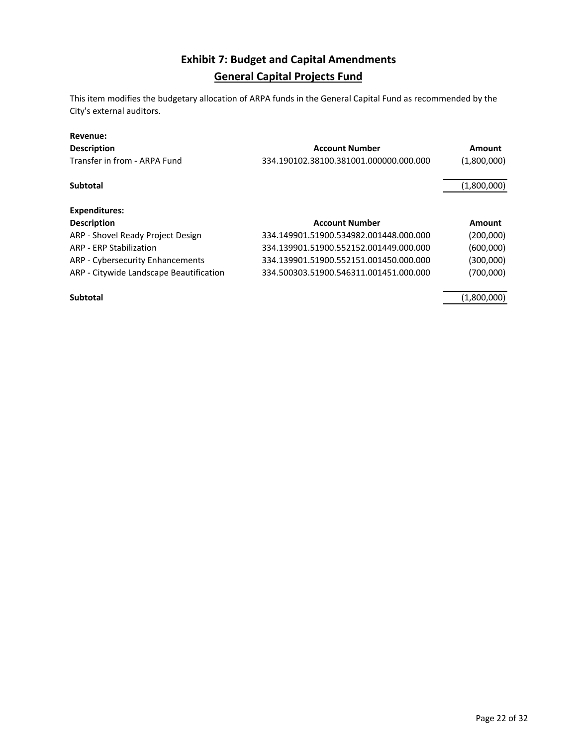# Exhibit 7: Budget and Capital Amendments

## General Capital Projects Fund

This item modifies the budgetary allocation of ARPA funds in the General Capital Fund as recommended by the City's external auditors.

**Revenue:**

| Description | Account Number | Amount |
|---|---|---|
| Transfer in from - ARPA Fund | 334.190102.38100.381001.000000.000.000 | (1,800,000) |
| **Subtotal** | | (1,800,000) |

**Expenditures:**

| Description | Account Number | Amount |
|---|---|---|
| ARP - Shovel Ready Project Design | 334.149901.51900.534982.001448.000.000 | (200,000) |
| ARP - ERP Stabilization | 334.139901.51900.552152.001449.000.000 | (600,000) |
| ARP - Cybersecurity Enhancements | 334.139901.51900.552151.001450.000.000 | (300,000) |
| ARP - Citywide Landscape Beautification | 334.500303.51900.546311.001451.000.000 | (700,000) |
| **Subtotal** | | (1,800,000) |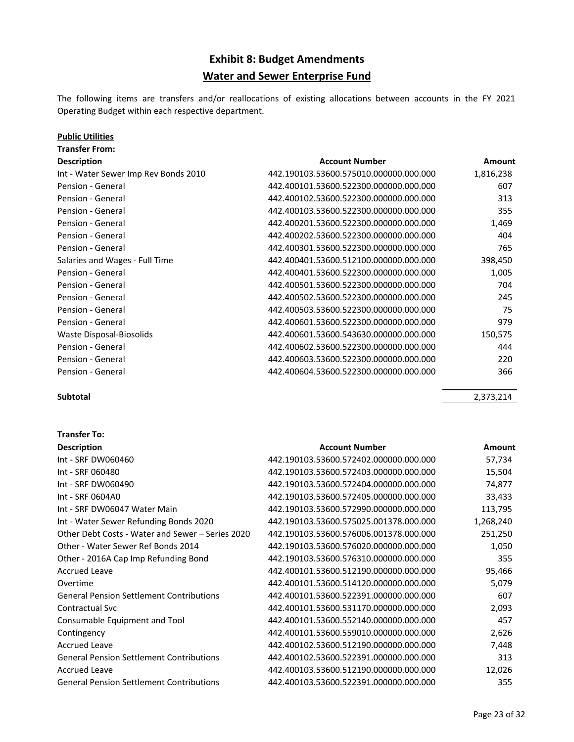# Exhibit 8: Budget Amendments

## Water and Sewer Enterprise Fund

The following items are transfers and/or reallocations of existing allocations between accounts in the FY 2021 Operating Budget within each respective department.

**Public Utilities**

**Transfer From:**

| Description | Account Number | Amount |
|---|---|---|
| Int - Water Sewer Imp Rev Bonds 2010 | 442.190103.53600.575010.000000.000.000 | 1,816,238 |
| Pension - General | 442.400101.53600.522300.000000.000.000 | 607 |
| Pension - General | 442.400102.53600.522300.000000.000.000 | 313 |
| Pension - General | 442.400103.53600.522300.000000.000.000 | 355 |
| Pension - General | 442.400201.53600.522300.000000.000.000 | 1,469 |
| Pension - General | 442.400202.53600.522300.000000.000.000 | 404 |
| Pension - General | 442.400301.53600.522300.000000.000.000 | 765 |
| Salaries and Wages - Full Time | 442.400401.53600.512100.000000.000.000 | 398,450 |
| Pension - General | 442.400401.53600.522300.000000.000.000 | 1,005 |
| Pension - General | 442.400501.53600.522300.000000.000.000 | 704 |
| Pension - General | 442.400502.53600.522300.000000.000.000 | 245 |
| Pension - General | 442.400503.53600.522300.000000.000.000 | 75 |
| Pension - General | 442.400601.53600.522300.000000.000.000 | 979 |
| Waste Disposal-Biosolids | 442.400601.53600.543630.000000.000.000 | 150,575 |
| Pension - General | 442.400602.53600.522300.000000.000.000 | 444 |
| Pension - General | 442.400603.53600.522300.000000.000.000 | 220 |
| Pension - General | 442.400604.53600.522300.000000.000.000 | 366 |
| **Subtotal** | | 2,373,214 |

**Transfer To:**

| Description | Account Number | Amount |
|---|---|---|
| Int - SRF DW060460 | 442.190103.53600.572402.000000.000.000 | 57,734 |
| Int - SRF 060480 | 442.190103.53600.572403.000000.000.000 | 15,504 |
| Int - SRF DW060490 | 442.190103.53600.572404.000000.000.000 | 74,877 |
| Int - SRF 0604A0 | 442.190103.53600.572405.000000.000.000 | 33,433 |
| Int - SRF DW06047 Water Main | 442.190103.53600.572990.000000.000.000 | 113,795 |
| Int - Water Sewer Refunding Bonds 2020 | 442.190103.53600.575025.001378.000.000 | 1,268,240 |
| Other Debt Costs - Water and Sewer – Series 2020 | 442.190103.53600.576006.001378.000.000 | 251,250 |
| Other - Water Sewer Ref Bonds 2014 | 442.190103.53600.576020.000000.000.000 | 1,050 |
| Other - 2016A Cap Imp Refunding Bond | 442.190103.53600.576310.000000.000.000 | 355 |
| Accrued Leave | 442.400101.53600.512190.000000.000.000 | 95,466 |
| Overtime | 442.400101.53600.514120.000000.000.000 | 5,079 |
| General Pension Settlement Contributions | 442.400101.53600.522391.000000.000.000 | 607 |
| Contractual Svc | 442.400101.53600.531170.000000.000.000 | 2,093 |
| Consumable Equipment and Tool | 442.400101.53600.552140.000000.000.000 | 457 |
| Contingency | 442.400101.53600.559010.000000.000.000 | 2,626 |
| Accrued Leave | 442.400102.53600.512190.000000.000.000 | 7,448 |
| General Pension Settlement Contributions | 442.400102.53600.522391.000000.000.000 | 313 |
| Accrued Leave | 442.400103.53600.512190.000000.000.000 | 12,026 |
| General Pension Settlement Contributions | 442.400103.53600.522391.000000.000.000 | 355 |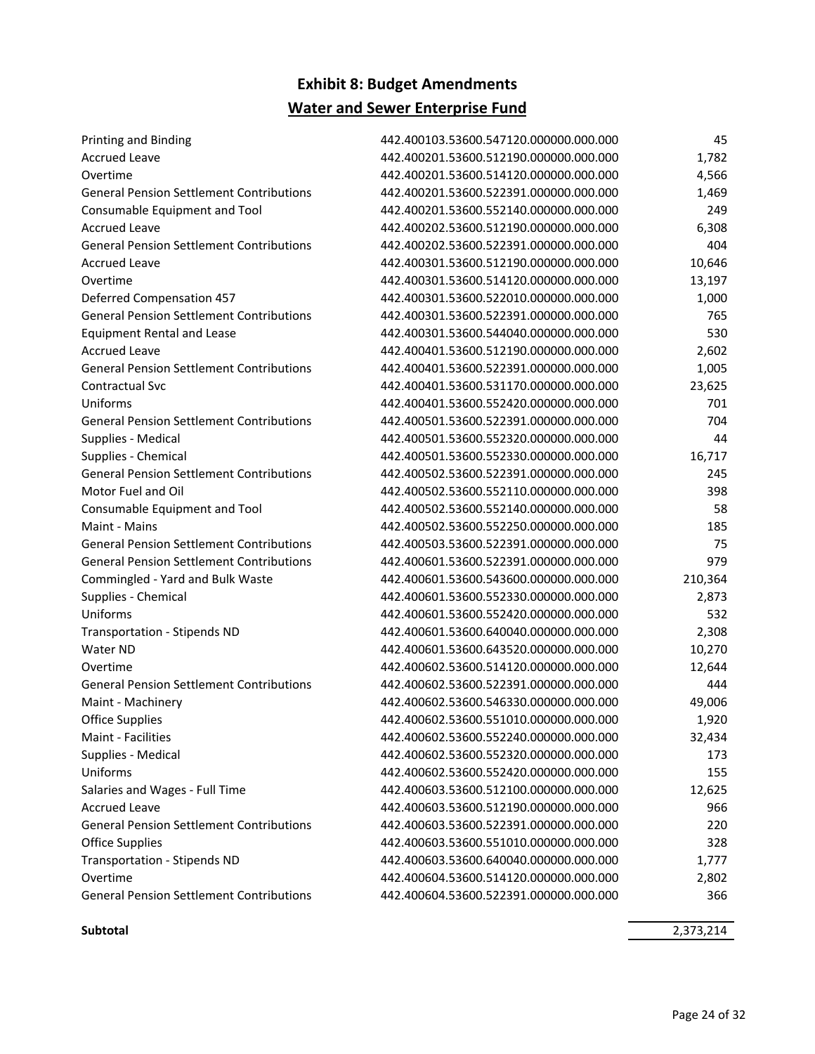# Exhibit 8: Budget Amendments

## Water and Sewer Enterprise Fund

| | | |
|---|---|---|
| Printing and Binding | 442.400103.53600.547120.000000.000.000 | 45 |
| Accrued Leave | 442.400201.53600.512190.000000.000.000 | 1,782 |
| Overtime | 442.400201.53600.514120.000000.000.000 | 4,566 |
| General Pension Settlement Contributions | 442.400201.53600.522391.000000.000.000 | 1,469 |
| Consumable Equipment and Tool | 442.400201.53600.552140.000000.000.000 | 249 |
| Accrued Leave | 442.400202.53600.512190.000000.000.000 | 6,308 |
| General Pension Settlement Contributions | 442.400202.53600.522391.000000.000.000 | 404 |
| Accrued Leave | 442.400301.53600.512190.000000.000.000 | 10,646 |
| Overtime | 442.400301.53600.514120.000000.000.000 | 13,197 |
| Deferred Compensation 457 | 442.400301.53600.522010.000000.000.000 | 1,000 |
| General Pension Settlement Contributions | 442.400301.53600.522391.000000.000.000 | 765 |
| Equipment Rental and Lease | 442.400301.53600.544040.000000.000.000 | 530 |
| Accrued Leave | 442.400401.53600.512190.000000.000.000 | 2,602 |
| General Pension Settlement Contributions | 442.400401.53600.522391.000000.000.000 | 1,005 |
| Contractual Svc | 442.400401.53600.531170.000000.000.000 | 23,625 |
| Uniforms | 442.400401.53600.552420.000000.000.000 | 701 |
| General Pension Settlement Contributions | 442.400501.53600.522391.000000.000.000 | 704 |
| Supplies - Medical | 442.400501.53600.552320.000000.000.000 | 44 |
| Supplies - Chemical | 442.400501.53600.552330.000000.000.000 | 16,717 |
| General Pension Settlement Contributions | 442.400502.53600.522391.000000.000.000 | 245 |
| Motor Fuel and Oil | 442.400502.53600.552110.000000.000.000 | 398 |
| Consumable Equipment and Tool | 442.400502.53600.552140.000000.000.000 | 58 |
| Maint - Mains | 442.400502.53600.552250.000000.000.000 | 185 |
| General Pension Settlement Contributions | 442.400503.53600.522391.000000.000.000 | 75 |
| General Pension Settlement Contributions | 442.400601.53600.522391.000000.000.000 | 979 |
| Commingled - Yard and Bulk Waste | 442.400601.53600.543600.000000.000.000 | 210,364 |
| Supplies - Chemical | 442.400601.53600.552330.000000.000.000 | 2,873 |
| Uniforms | 442.400601.53600.552420.000000.000.000 | 532 |
| Transportation - Stipends ND | 442.400601.53600.640040.000000.000.000 | 2,308 |
| Water ND | 442.400601.53600.643520.000000.000.000 | 10,270 |
| Overtime | 442.400602.53600.514120.000000.000.000 | 12,644 |
| General Pension Settlement Contributions | 442.400602.53600.522391.000000.000.000 | 444 |
| Maint - Machinery | 442.400602.53600.546330.000000.000.000 | 49,006 |
| Office Supplies | 442.400602.53600.551010.000000.000.000 | 1,920 |
| Maint - Facilities | 442.400602.53600.552240.000000.000.000 | 32,434 |
| Supplies - Medical | 442.400602.53600.552320.000000.000.000 | 173 |
| Uniforms | 442.400602.53600.552420.000000.000.000 | 155 |
| Salaries and Wages - Full Time | 442.400603.53600.512100.000000.000.000 | 12,625 |
| Accrued Leave | 442.400603.53600.512190.000000.000.000 | 966 |
| General Pension Settlement Contributions | 442.400603.53600.522391.000000.000.000 | 220 |
| Office Supplies | 442.400603.53600.551010.000000.000.000 | 328 |
| Transportation - Stipends ND | 442.400603.53600.640040.000000.000.000 | 1,777 |
| Overtime | 442.400604.53600.514120.000000.000.000 | 2,802 |
| General Pension Settlement Contributions | 442.400604.53600.522391.000000.000.000 | 366 |
| **Subtotal** | | 2,373,214 |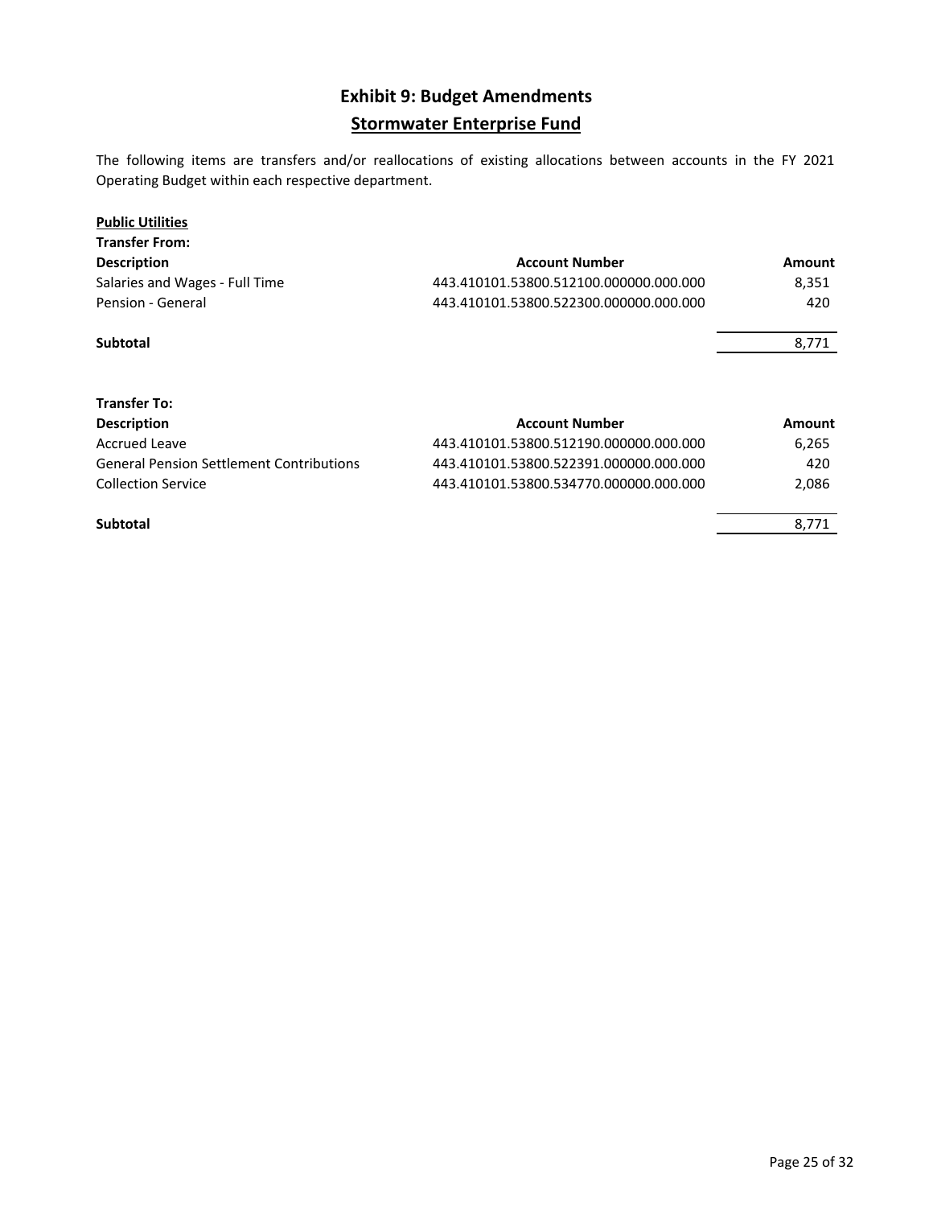# Exhibit 9: Budget Amendments

## Stormwater Enterprise Fund

The following items are transfers and/or reallocations of existing allocations between accounts in the FY 2021 Operating Budget within each respective department.

**Public Utilities**

**Transfer From:**

| Description | Account Number | Amount |
|---|---|---|
| Salaries and Wages - Full Time | 443.410101.53800.512100.000000.000.000 | 8,351 |
| Pension - General | 443.410101.53800.522300.000000.000.000 | 420 |
| **Subtotal** | | 8,771 |

**Transfer To:**

| Description | Account Number | Amount |
|---|---|---|
| Accrued Leave | 443.410101.53800.512190.000000.000.000 | 6,265 |
| General Pension Settlement Contributions | 443.410101.53800.522391.000000.000.000 | 420 |
| Collection Service | 443.410101.53800.534770.000000.000.000 | 2,086 |
| **Subtotal** | | 8,771 |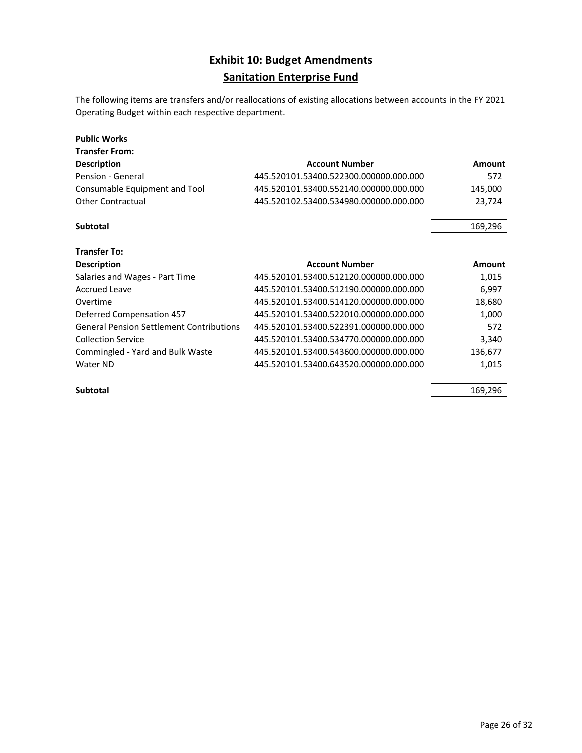# Exhibit 10: Budget Amendments

## Sanitation Enterprise Fund

The following items are transfers and/or reallocations of existing allocations between accounts in the FY 2021 Operating Budget within each respective department.

**Public Works**

**Transfer From:**

| Description | Account Number | Amount |
|---|---|---|
| Pension - General | 445.520101.53400.522300.000000.000.000 | 572 |
| Consumable Equipment and Tool | 445.520101.53400.552140.000000.000.000 | 145,000 |
| Other Contractual | 445.520102.53400.534980.000000.000.000 | 23,724 |
| **Subtotal** | | 169,296 |

**Transfer To:**

| Description | Account Number | Amount |
|---|---|---|
| Salaries and Wages - Part Time | 445.520101.53400.512120.000000.000.000 | 1,015 |
| Accrued Leave | 445.520101.53400.512190.000000.000.000 | 6,997 |
| Overtime | 445.520101.53400.514120.000000.000.000 | 18,680 |
| Deferred Compensation 457 | 445.520101.53400.522010.000000.000.000 | 1,000 |
| General Pension Settlement Contributions | 445.520101.53400.522391.000000.000.000 | 572 |
| Collection Service | 445.520101.53400.534770.000000.000.000 | 3,340 |
| Commingled - Yard and Bulk Waste | 445.520101.53400.543600.000000.000.000 | 136,677 |
| Water ND | 445.520101.53400.643520.000000.000.000 | 1,015 |
| **Subtotal** | | 169,296 |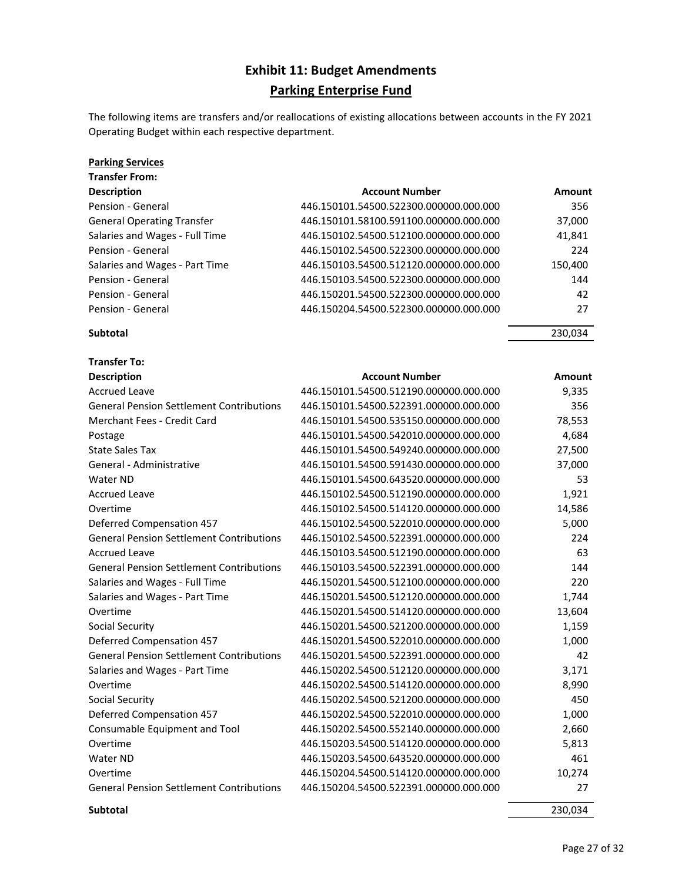# Exhibit 11: Budget Amendments

## Parking Enterprise Fund

The following items are transfers and/or reallocations of existing allocations between accounts in the FY 2021 Operating Budget within each respective department.

### Parking Services

**Transfer From:**

| Description | Account Number | Amount |
|---|---|---|
| Pension - General | 446.150101.54500.522300.000000.000.000 | 356 |
| General Operating Transfer | 446.150101.58100.591100.000000.000.000 | 37,000 |
| Salaries and Wages - Full Time | 446.150102.54500.512100.000000.000.000 | 41,841 |
| Pension - General | 446.150102.54500.522300.000000.000.000 | 224 |
| Salaries and Wages - Part Time | 446.150103.54500.512120.000000.000.000 | 150,400 |
| Pension - General | 446.150103.54500.522300.000000.000.000 | 144 |
| Pension - General | 446.150201.54500.522300.000000.000.000 | 42 |
| Pension - General | 446.150204.54500.522300.000000.000.000 | 27 |
| **Subtotal** | | 230,034 |

**Transfer To:**

| Description | Account Number | Amount |
|---|---|---|
| Accrued Leave | 446.150101.54500.512190.000000.000.000 | 9,335 |
| General Pension Settlement Contributions | 446.150101.54500.522391.000000.000.000 | 356 |
| Merchant Fees - Credit Card | 446.150101.54500.535150.000000.000.000 | 78,553 |
| Postage | 446.150101.54500.542010.000000.000.000 | 4,684 |
| State Sales Tax | 446.150101.54500.549240.000000.000.000 | 27,500 |
| General - Administrative | 446.150101.54500.591430.000000.000.000 | 37,000 |
| Water ND | 446.150101.54500.643520.000000.000.000 | 53 |
| Accrued Leave | 446.150102.54500.512190.000000.000.000 | 1,921 |
| Overtime | 446.150102.54500.514120.000000.000.000 | 14,586 |
| Deferred Compensation 457 | 446.150102.54500.522010.000000.000.000 | 5,000 |
| General Pension Settlement Contributions | 446.150102.54500.522391.000000.000.000 | 224 |
| Accrued Leave | 446.150103.54500.512190.000000.000.000 | 63 |
| General Pension Settlement Contributions | 446.150103.54500.522391.000000.000.000 | 144 |
| Salaries and Wages - Full Time | 446.150201.54500.512100.000000.000.000 | 220 |
| Salaries and Wages - Part Time | 446.150201.54500.512120.000000.000.000 | 1,744 |
| Overtime | 446.150201.54500.514120.000000.000.000 | 13,604 |
| Social Security | 446.150201.54500.521200.000000.000.000 | 1,159 |
| Deferred Compensation 457 | 446.150201.54500.522010.000000.000.000 | 1,000 |
| General Pension Settlement Contributions | 446.150201.54500.522391.000000.000.000 | 42 |
| Salaries and Wages - Part Time | 446.150202.54500.512120.000000.000.000 | 3,171 |
| Overtime | 446.150202.54500.514120.000000.000.000 | 8,990 |
| Social Security | 446.150202.54500.521200.000000.000.000 | 450 |
| Deferred Compensation 457 | 446.150202.54500.522010.000000.000.000 | 1,000 |
| Consumable Equipment and Tool | 446.150202.54500.552140.000000.000.000 | 2,660 |
| Overtime | 446.150203.54500.514120.000000.000.000 | 5,813 |
| Water ND | 446.150203.54500.643520.000000.000.000 | 461 |
| Overtime | 446.150204.54500.514120.000000.000.000 | 10,274 |
| General Pension Settlement Contributions | 446.150204.54500.522391.000000.000.000 | 27 |
| **Subtotal** | | 230,034 |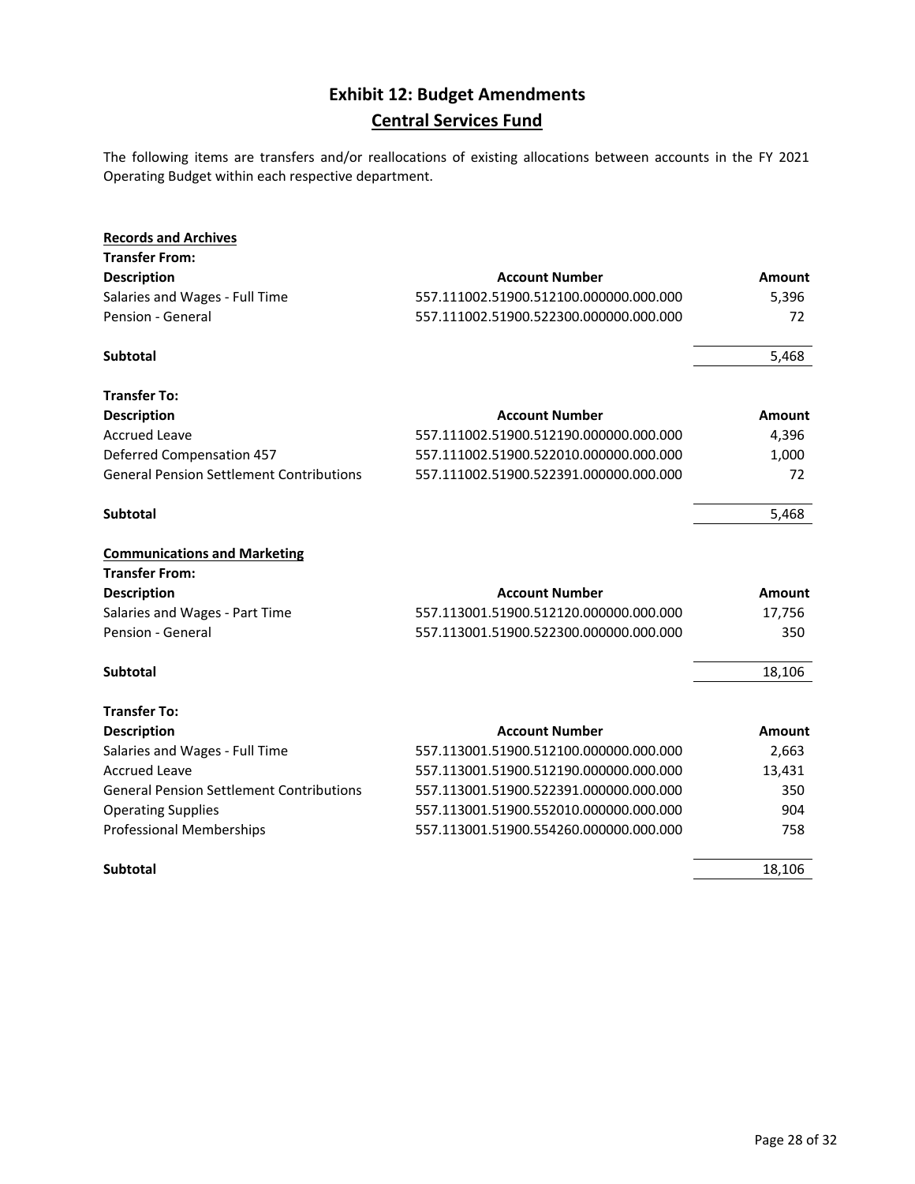# Exhibit 12: Budget Amendments

## Central Services Fund

The following items are transfers and/or reallocations of existing allocations between accounts in the FY 2021 Operating Budget within each respective department.

### Records and Archives

**Transfer From:**

| Description | Account Number | Amount |
|---|---|---|
| Salaries and Wages - Full Time | 557.111002.51900.512100.000000.000.000 | 5,396 |
| Pension - General | 557.111002.51900.522300.000000.000.000 | 72 |
| **Subtotal** | | 5,468 |

**Transfer To:**

| Description | Account Number | Amount |
|---|---|---|
| Accrued Leave | 557.111002.51900.512190.000000.000.000 | 4,396 |
| Deferred Compensation 457 | 557.111002.51900.522010.000000.000.000 | 1,000 |
| General Pension Settlement Contributions | 557.111002.51900.522391.000000.000.000 | 72 |
| **Subtotal** | | 5,468 |

### Communications and Marketing

**Transfer From:**

| Description | Account Number | Amount |
|---|---|---|
| Salaries and Wages - Part Time | 557.113001.51900.512120.000000.000.000 | 17,756 |
| Pension - General | 557.113001.51900.522300.000000.000.000 | 350 |
| **Subtotal** | | 18,106 |

**Transfer To:**

| Description | Account Number | Amount |
|---|---|---|
| Salaries and Wages - Full Time | 557.113001.51900.512100.000000.000.000 | 2,663 |
| Accrued Leave | 557.113001.51900.512190.000000.000.000 | 13,431 |
| General Pension Settlement Contributions | 557.113001.51900.522391.000000.000.000 | 350 |
| Operating Supplies | 557.113001.51900.552010.000000.000.000 | 904 |
| Professional Memberships | 557.113001.51900.554260.000000.000.000 | 758 |
| **Subtotal** | | 18,106 |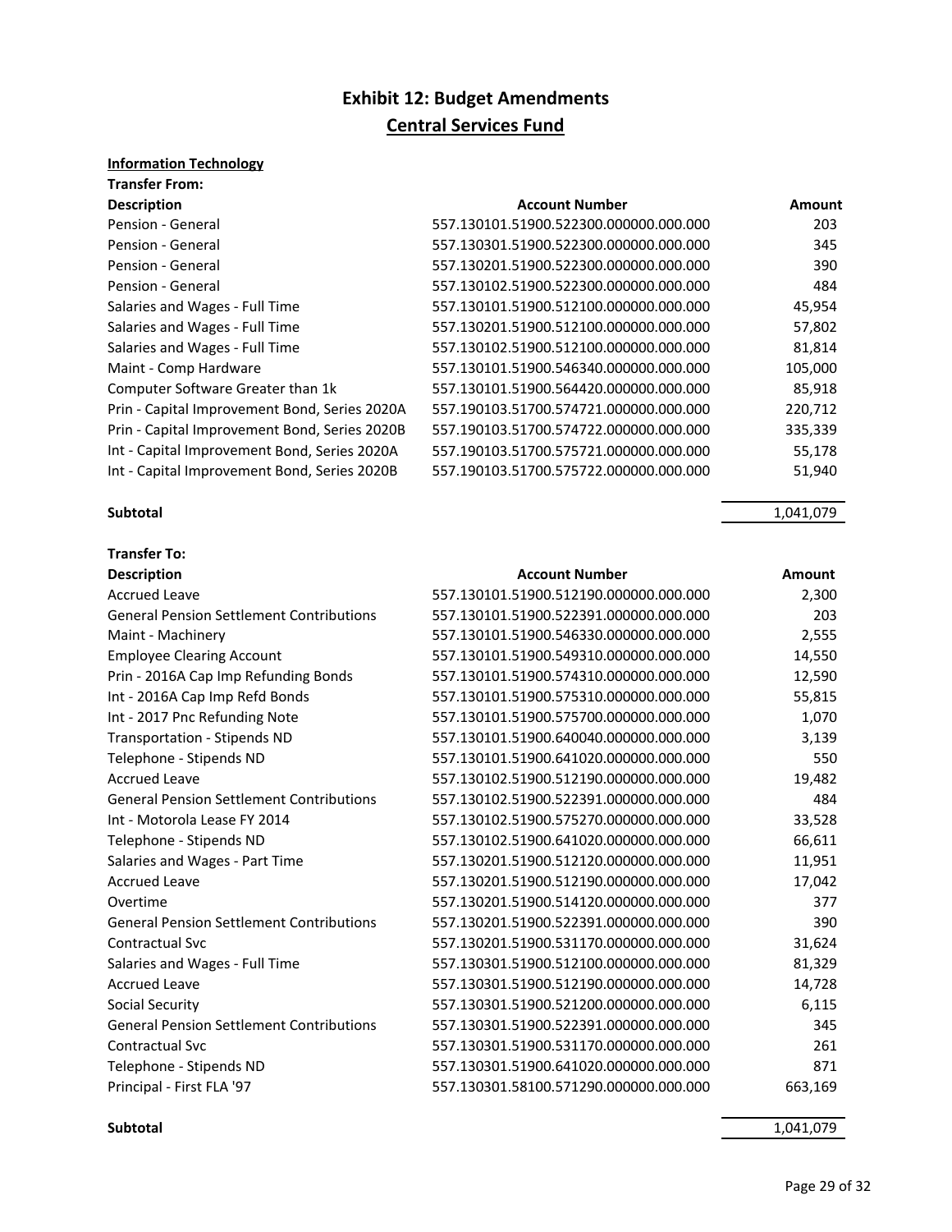# Exhibit 12: Budget Amendments

## Central Services Fund

**Information Technology**

**Transfer From:**

| Description | Account Number | Amount |
|---|---|---|
| Pension - General | 557.130101.51900.522300.000000.000.000 | 203 |
| Pension - General | 557.130301.51900.522300.000000.000.000 | 345 |
| Pension - General | 557.130201.51900.522300.000000.000.000 | 390 |
| Pension - General | 557.130102.51900.522300.000000.000.000 | 484 |
| Salaries and Wages - Full Time | 557.130101.51900.512100.000000.000.000 | 45,954 |
| Salaries and Wages - Full Time | 557.130201.51900.512100.000000.000.000 | 57,802 |
| Salaries and Wages - Full Time | 557.130102.51900.512100.000000.000.000 | 81,814 |
| Maint - Comp Hardware | 557.130101.51900.546340.000000.000.000 | 105,000 |
| Computer Software Greater than 1k | 557.130101.51900.564420.000000.000.000 | 85,918 |
| Prin - Capital Improvement Bond, Series 2020A | 557.190103.51700.574721.000000.000.000 | 220,712 |
| Prin - Capital Improvement Bond, Series 2020B | 557.190103.51700.574722.000000.000.000 | 335,339 |
| Int - Capital Improvement Bond, Series 2020A | 557.190103.51700.575721.000000.000.000 | 55,178 |
| Int - Capital Improvement Bond, Series 2020B | 557.190103.51700.575722.000000.000.000 | 51,940 |
| **Subtotal** | | 1,041,079 |

**Transfer To:**

| Description | Account Number | Amount |
|---|---|---|
| Accrued Leave | 557.130101.51900.512190.000000.000.000 | 2,300 |
| General Pension Settlement Contributions | 557.130101.51900.522391.000000.000.000 | 203 |
| Maint - Machinery | 557.130101.51900.546330.000000.000.000 | 2,555 |
| Employee Clearing Account | 557.130101.51900.549310.000000.000.000 | 14,550 |
| Prin - 2016A Cap Imp Refunding Bonds | 557.130101.51900.574310.000000.000.000 | 12,590 |
| Int - 2016A Cap Imp Refd Bonds | 557.130101.51900.575310.000000.000.000 | 55,815 |
| Int - 2017 Pnc Refunding Note | 557.130101.51900.575700.000000.000.000 | 1,070 |
| Transportation - Stipends ND | 557.130101.51900.640040.000000.000.000 | 3,139 |
| Telephone - Stipends ND | 557.130101.51900.641020.000000.000.000 | 550 |
| Accrued Leave | 557.130102.51900.512190.000000.000.000 | 19,482 |
| General Pension Settlement Contributions | 557.130102.51900.522391.000000.000.000 | 484 |
| Int - Motorola Lease FY 2014 | 557.130102.51900.575270.000000.000.000 | 33,528 |
| Telephone - Stipends ND | 557.130102.51900.641020.000000.000.000 | 66,611 |
| Salaries and Wages - Part Time | 557.130201.51900.512120.000000.000.000 | 11,951 |
| Accrued Leave | 557.130201.51900.512190.000000.000.000 | 17,042 |
| Overtime | 557.130201.51900.514120.000000.000.000 | 377 |
| General Pension Settlement Contributions | 557.130201.51900.522391.000000.000.000 | 390 |
| Contractual Svc | 557.130201.51900.531170.000000.000.000 | 31,624 |
| Salaries and Wages - Full Time | 557.130301.51900.512100.000000.000.000 | 81,329 |
| Accrued Leave | 557.130301.51900.512190.000000.000.000 | 14,728 |
| Social Security | 557.130301.51900.521200.000000.000.000 | 6,115 |
| General Pension Settlement Contributions | 557.130301.51900.522391.000000.000.000 | 345 |
| Contractual Svc | 557.130301.51900.531170.000000.000.000 | 261 |
| Telephone - Stipends ND | 557.130301.51900.641020.000000.000.000 | 871 |
| Principal - First FLA '97 | 557.130301.58100.571290.000000.000.000 | 663,169 |
| **Subtotal** | | 1,041,079 |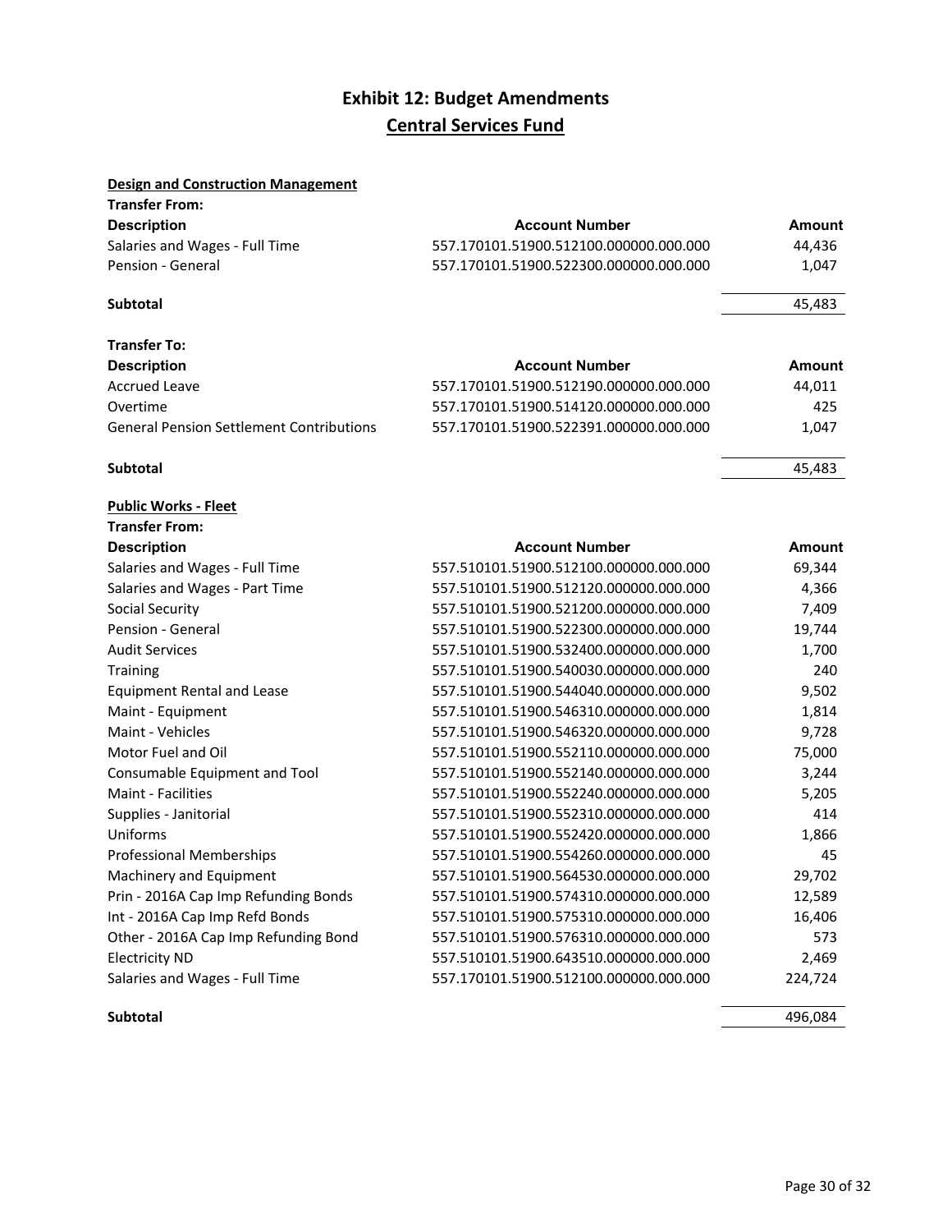# Exhibit 12: Budget Amendments

## Central Services Fund

**Design and Construction Management**

**Transfer From:**

| Description | Account Number | Amount |
|---|---|---|
| Salaries and Wages - Full Time | 557.170101.51900.512100.000000.000.000 | 44,436 |
| Pension - General | 557.170101.51900.522300.000000.000.000 | 1,047 |
| **Subtotal** | | 45,483 |

**Transfer To:**

| Description | Account Number | Amount |
|---|---|---|
| Accrued Leave | 557.170101.51900.512190.000000.000.000 | 44,011 |
| Overtime | 557.170101.51900.514120.000000.000.000 | 425 |
| General Pension Settlement Contributions | 557.170101.51900.522391.000000.000.000 | 1,047 |
| **Subtotal** | | 45,483 |

**Public Works - Fleet**

**Transfer From:**

| Description | Account Number | Amount |
|---|---|---|
| Salaries and Wages - Full Time | 557.510101.51900.512100.000000.000.000 | 69,344 |
| Salaries and Wages - Part Time | 557.510101.51900.512120.000000.000.000 | 4,366 |
| Social Security | 557.510101.51900.521200.000000.000.000 | 7,409 |
| Pension - General | 557.510101.51900.522300.000000.000.000 | 19,744 |
| Audit Services | 557.510101.51900.532400.000000.000.000 | 1,700 |
| Training | 557.510101.51900.540030.000000.000.000 | 240 |
| Equipment Rental and Lease | 557.510101.51900.544040.000000.000.000 | 9,502 |
| Maint - Equipment | 557.510101.51900.546310.000000.000.000 | 1,814 |
| Maint - Vehicles | 557.510101.51900.546320.000000.000.000 | 9,728 |
| Motor Fuel and Oil | 557.510101.51900.552110.000000.000.000 | 75,000 |
| Consumable Equipment and Tool | 557.510101.51900.552140.000000.000.000 | 3,244 |
| Maint - Facilities | 557.510101.51900.552240.000000.000.000 | 5,205 |
| Supplies - Janitorial | 557.510101.51900.552310.000000.000.000 | 414 |
| Uniforms | 557.510101.51900.552420.000000.000.000 | 1,866 |
| Professional Memberships | 557.510101.51900.554260.000000.000.000 | 45 |
| Machinery and Equipment | 557.510101.51900.564530.000000.000.000 | 29,702 |
| Prin - 2016A Cap Imp Refunding Bonds | 557.510101.51900.574310.000000.000.000 | 12,589 |
| Int - 2016A Cap Imp Refd Bonds | 557.510101.51900.575310.000000.000.000 | 16,406 |
| Other - 2016A Cap Imp Refunding Bond | 557.510101.51900.576310.000000.000.000 | 573 |
| Electricity ND | 557.510101.51900.643510.000000.000.000 | 2,469 |
| Salaries and Wages - Full Time | 557.170101.51900.512100.000000.000.000 | 224,724 |
| **Subtotal** | | 496,084 |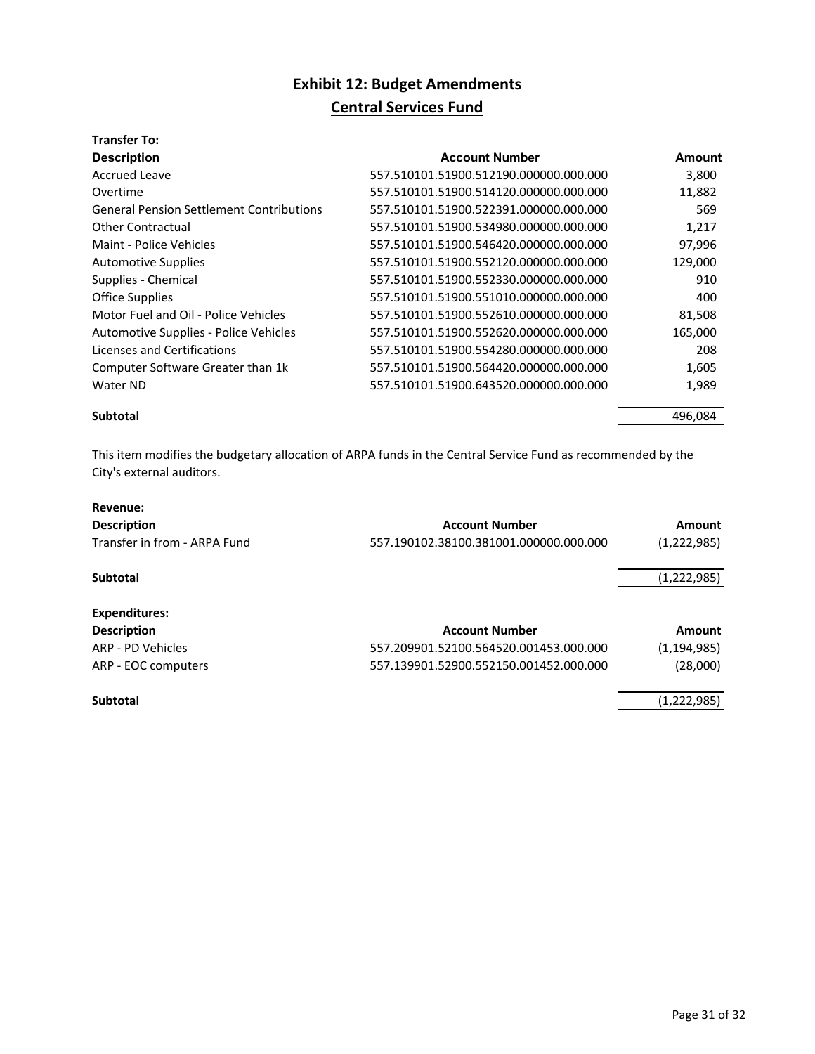# Exhibit 12: Budget Amendments

## Central Services Fund

**Transfer To:**

| Description | Account Number | Amount |
|---|---|---|
| Accrued Leave | 557.510101.51900.512190.000000.000.000 | 3,800 |
| Overtime | 557.510101.51900.514120.000000.000.000 | 11,882 |
| General Pension Settlement Contributions | 557.510101.51900.522391.000000.000.000 | 569 |
| Other Contractual | 557.510101.51900.534980.000000.000.000 | 1,217 |
| Maint - Police Vehicles | 557.510101.51900.546420.000000.000.000 | 97,996 |
| Automotive Supplies | 557.510101.51900.552120.000000.000.000 | 129,000 |
| Supplies - Chemical | 557.510101.51900.552330.000000.000.000 | 910 |
| Office Supplies | 557.510101.51900.551010.000000.000.000 | 400 |
| Motor Fuel and Oil - Police Vehicles | 557.510101.51900.552610.000000.000.000 | 81,508 |
| Automotive Supplies - Police Vehicles | 557.510101.51900.552620.000000.000.000 | 165,000 |
| Licenses and Certifications | 557.510101.51900.554280.000000.000.000 | 208 |
| Computer Software Greater than 1k | 557.510101.51900.564420.000000.000.000 | 1,605 |
| Water ND | 557.510101.51900.643520.000000.000.000 | 1,989 |
| **Subtotal** | | 496,084 |

This item modifies the budgetary allocation of ARPA funds in the Central Service Fund as recommended by the City's external auditors.

**Revenue:**

| Description | Account Number | Amount |
|---|---|---|
| Transfer in from - ARPA Fund | 557.190102.38100.381001.000000.000.000 | (1,222,985) |
| **Subtotal** | | (1,222,985) |

**Expenditures:**

| Description | Account Number | Amount |
|---|---|---|
| ARP - PD Vehicles | 557.209901.52100.564520.001453.000.000 | (1,194,985) |
| ARP - EOC computers | 557.139901.52900.552150.001452.000.000 | (28,000) |
| **Subtotal** | | (1,222,985) |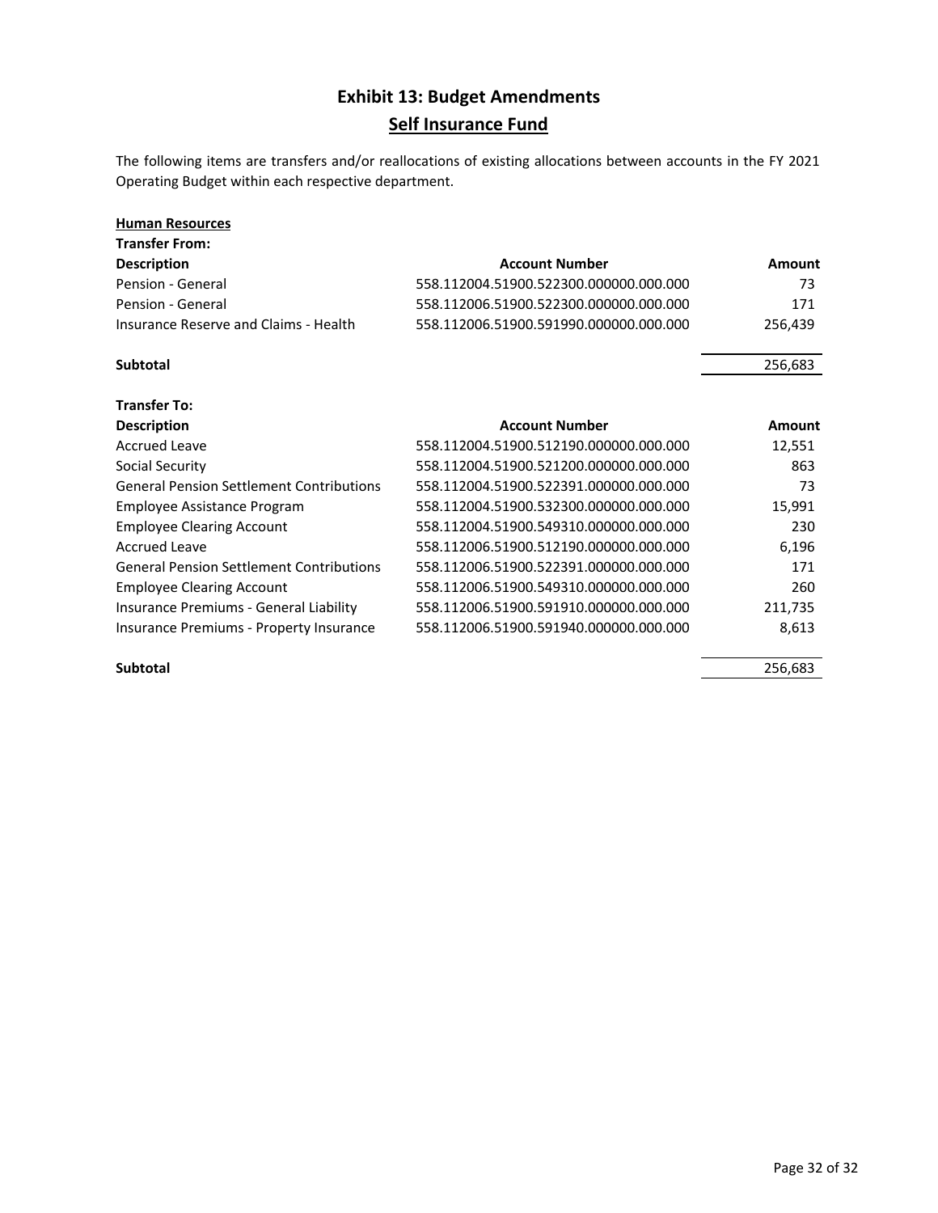# Exhibit 13: Budget Amendments

## Self Insurance Fund

The following items are transfers and/or reallocations of existing allocations between accounts in the FY 2021 Operating Budget within each respective department.

**Human Resources**

**Transfer From:**

| Description | Account Number | Amount |
|---|---|---|
| Pension - General | 558.112004.51900.522300.000000.000.000 | 73 |
| Pension - General | 558.112006.51900.522300.000000.000.000 | 171 |
| Insurance Reserve and Claims - Health | 558.112006.51900.591990.000000.000.000 | 256,439 |
| **Subtotal** | | 256,683 |

**Transfer To:**

| Description | Account Number | Amount |
|---|---|---|
| Accrued Leave | 558.112004.51900.512190.000000.000.000 | 12,551 |
| Social Security | 558.112004.51900.521200.000000.000.000 | 863 |
| General Pension Settlement Contributions | 558.112004.51900.522391.000000.000.000 | 73 |
| Employee Assistance Program | 558.112004.51900.532300.000000.000.000 | 15,991 |
| Employee Clearing Account | 558.112004.51900.549310.000000.000.000 | 230 |
| Accrued Leave | 558.112006.51900.512190.000000.000.000 | 6,196 |
| General Pension Settlement Contributions | 558.112006.51900.522391.000000.000.000 | 171 |
| Employee Clearing Account | 558.112006.51900.549310.000000.000.000 | 260 |
| Insurance Premiums - General Liability | 558.112006.51900.591910.000000.000.000 | 211,735 |
| Insurance Premiums - Property Insurance | 558.112006.51900.591940.000000.000.000 | 8,613 |
| **Subtotal** | | 256,683 |